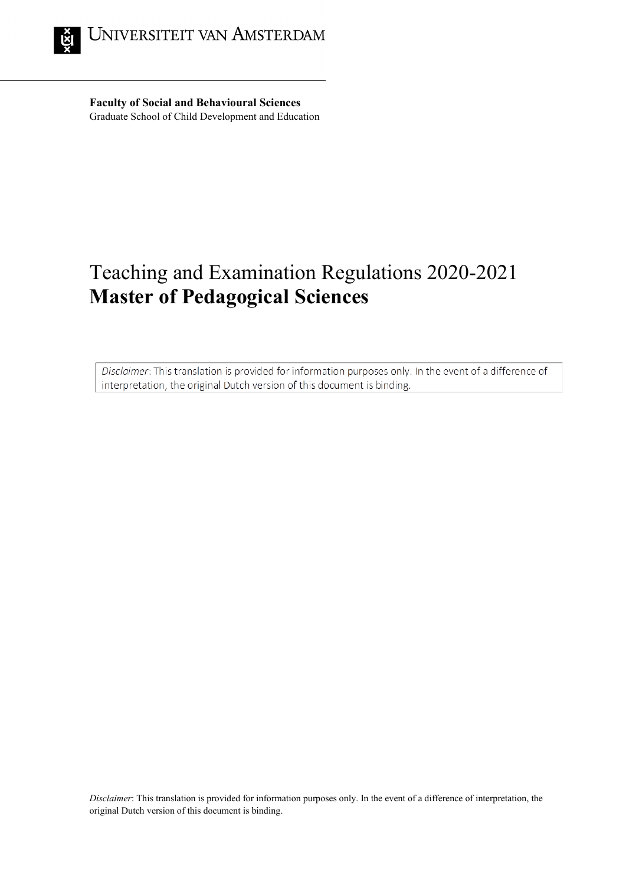UNIVERSITEIT VAN AMSTERDAM

**Faculty of Social and Behavioural Sciences**
Graduate School of Child Development and Education

# Teaching and Examination Regulations 2020-2021
# **Master of Pedagogical Sciences**

*Disclaimer*: This translation is provided for information purposes only. In the event of a difference of interpretation, the original Dutch version of this document is binding.

*Disclaimer*: This translation is provided for information purposes only. In the event of a difference of interpretation, the original Dutch version of this document is binding.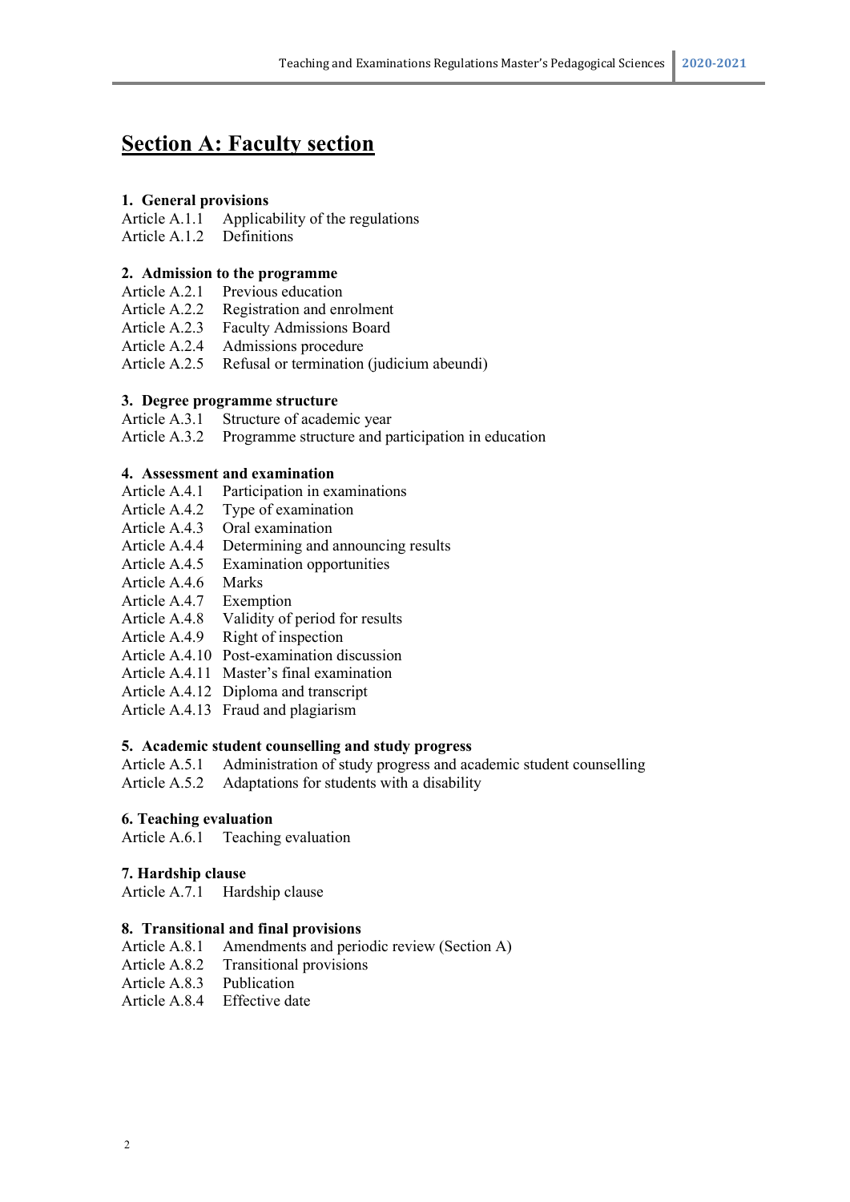# Section A: Faculty section

### 1. General provisions

Article A.1.1 Applicability of the regulations
Article A.1.2 Definitions

### 2. Admission to the programme

Article A.2.1 Previous education
Article A.2.2 Registration and enrolment
Article A.2.3 Faculty Admissions Board
Article A.2.4 Admissions procedure
Article A.2.5 Refusal or termination (judicium abeundi)

### 3. Degree programme structure

Article A.3.1 Structure of academic year
Article A.3.2 Programme structure and participation in education

### 4. Assessment and examination

Article A.4.1 Participation in examinations
Article A.4.2 Type of examination
Article A.4.3 Oral examination
Article A.4.4 Determining and announcing results
Article A.4.5 Examination opportunities
Article A.4.6 Marks
Article A.4.7 Exemption
Article A.4.8 Validity of period for results
Article A.4.9 Right of inspection
Article A.4.10 Post-examination discussion
Article A.4.11 Master's final examination
Article A.4.12 Diploma and transcript
Article A.4.13 Fraud and plagiarism

### 5. Academic student counselling and study progress

Article A.5.1 Administration of study progress and academic student counselling
Article A.5.2 Adaptations for students with a disability

### 6. Teaching evaluation

Article A.6.1 Teaching evaluation

### 7. Hardship clause

Article A.7.1 Hardship clause

### 8. Transitional and final provisions

Article A.8.1 Amendments and periodic review (Section A)
Article A.8.2 Transitional provisions
Article A.8.3 Publication
Article A.8.4 Effective date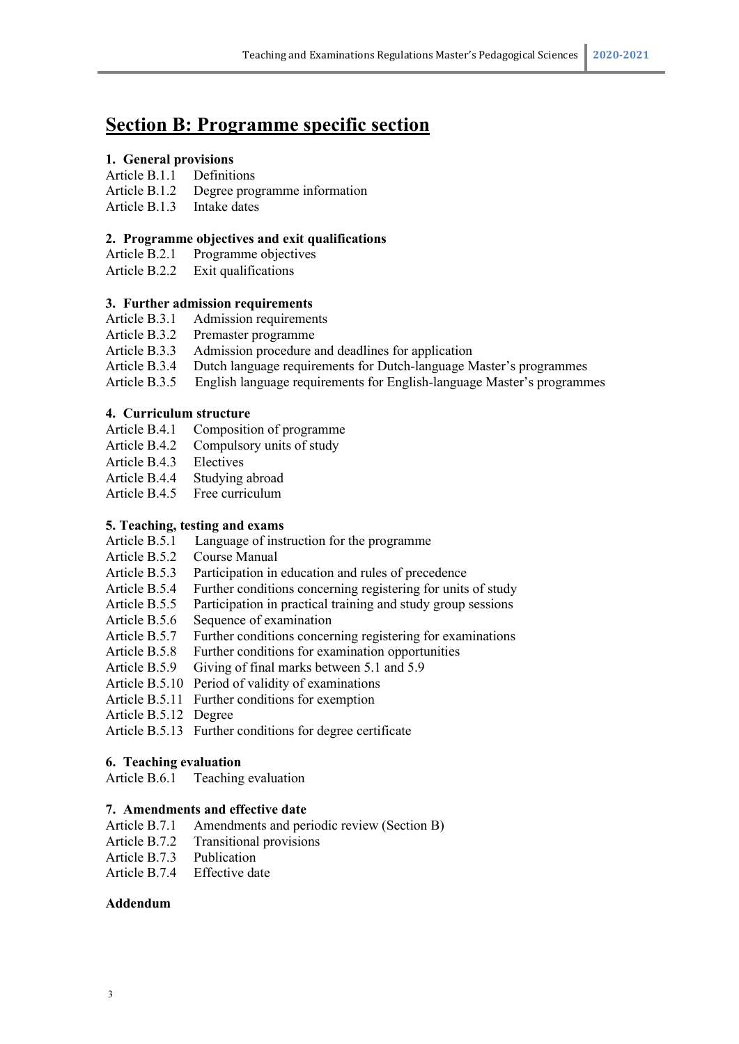# Section B: Programme specific section

### 1. General provisions

Article B.1.1 Definitions
Article B.1.2 Degree programme information
Article B.1.3 Intake dates

### 2. Programme objectives and exit qualifications

Article B.2.1 Programme objectives
Article B.2.2 Exit qualifications

### 3. Further admission requirements

Article B.3.1 Admission requirements
Article B.3.2 Premaster programme
Article B.3.3 Admission procedure and deadlines for application
Article B.3.4 Dutch language requirements for Dutch-language Master's programmes
Article B.3.5 English language requirements for English-language Master's programmes

### 4. Curriculum structure

Article B.4.1 Composition of programme
Article B.4.2 Compulsory units of study
Article B.4.3 Electives
Article B.4.4 Studying abroad
Article B.4.5 Free curriculum

### 5. Teaching, testing and exams

Article B.5.1 Language of instruction for the programme
Article B.5.2 Course Manual
Article B.5.3 Participation in education and rules of precedence
Article B.5.4 Further conditions concerning registering for units of study
Article B.5.5 Participation in practical training and study group sessions
Article B.5.6 Sequence of examination
Article B.5.7 Further conditions concerning registering for examinations
Article B.5.8 Further conditions for examination opportunities
Article B.5.9 Giving of final marks between 5.1 and 5.9
Article B.5.10 Period of validity of examinations
Article B.5.11 Further conditions for exemption
Article B.5.12 Degree
Article B.5.13 Further conditions for degree certificate

### 6. Teaching evaluation

Article B.6.1 Teaching evaluation

### 7. Amendments and effective date

Article B.7.1 Amendments and periodic review (Section B)
Article B.7.2 Transitional provisions
Article B.7.3 Publication
Article B.7.4 Effective date

### Addendum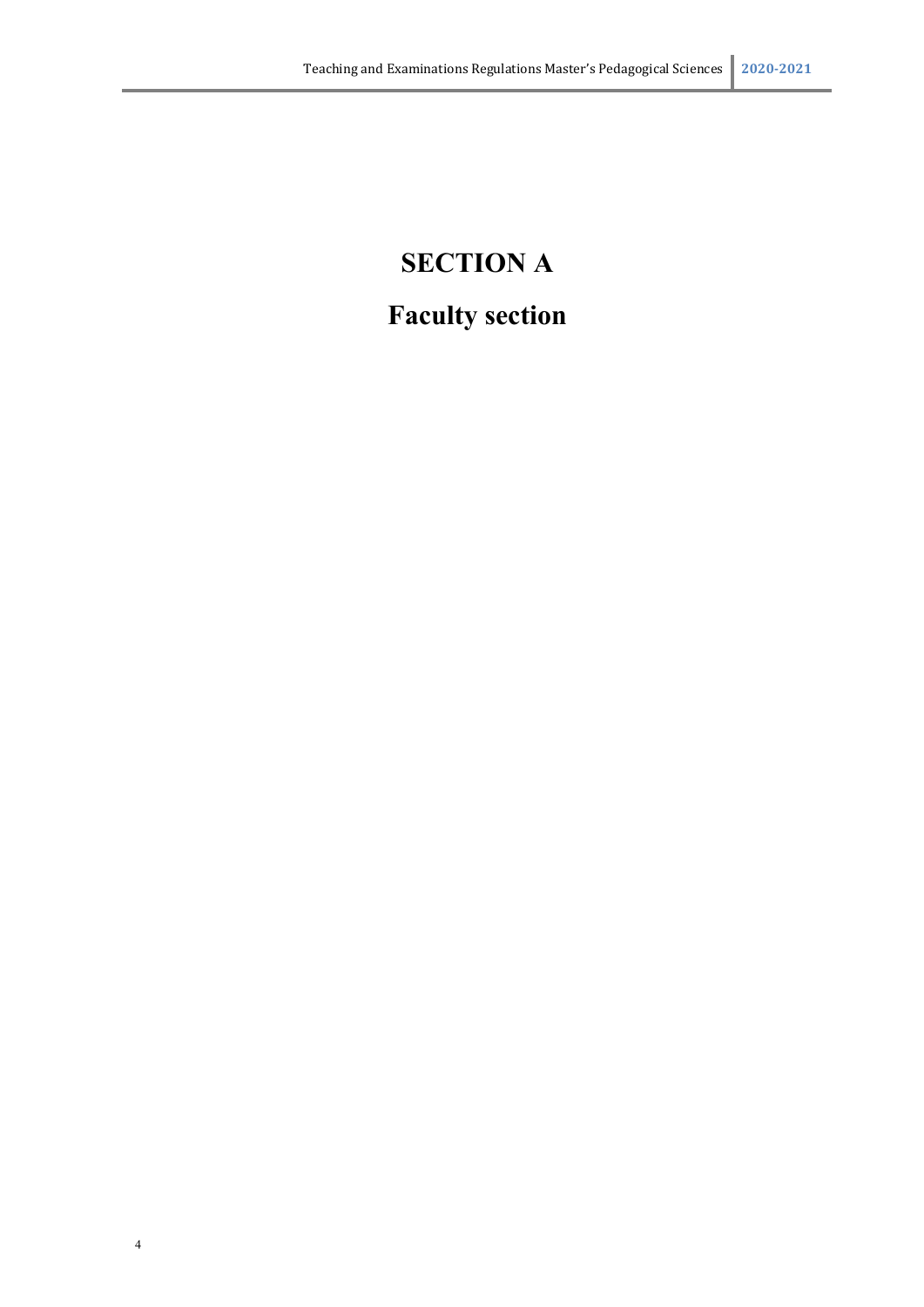# SECTION A

# Faculty section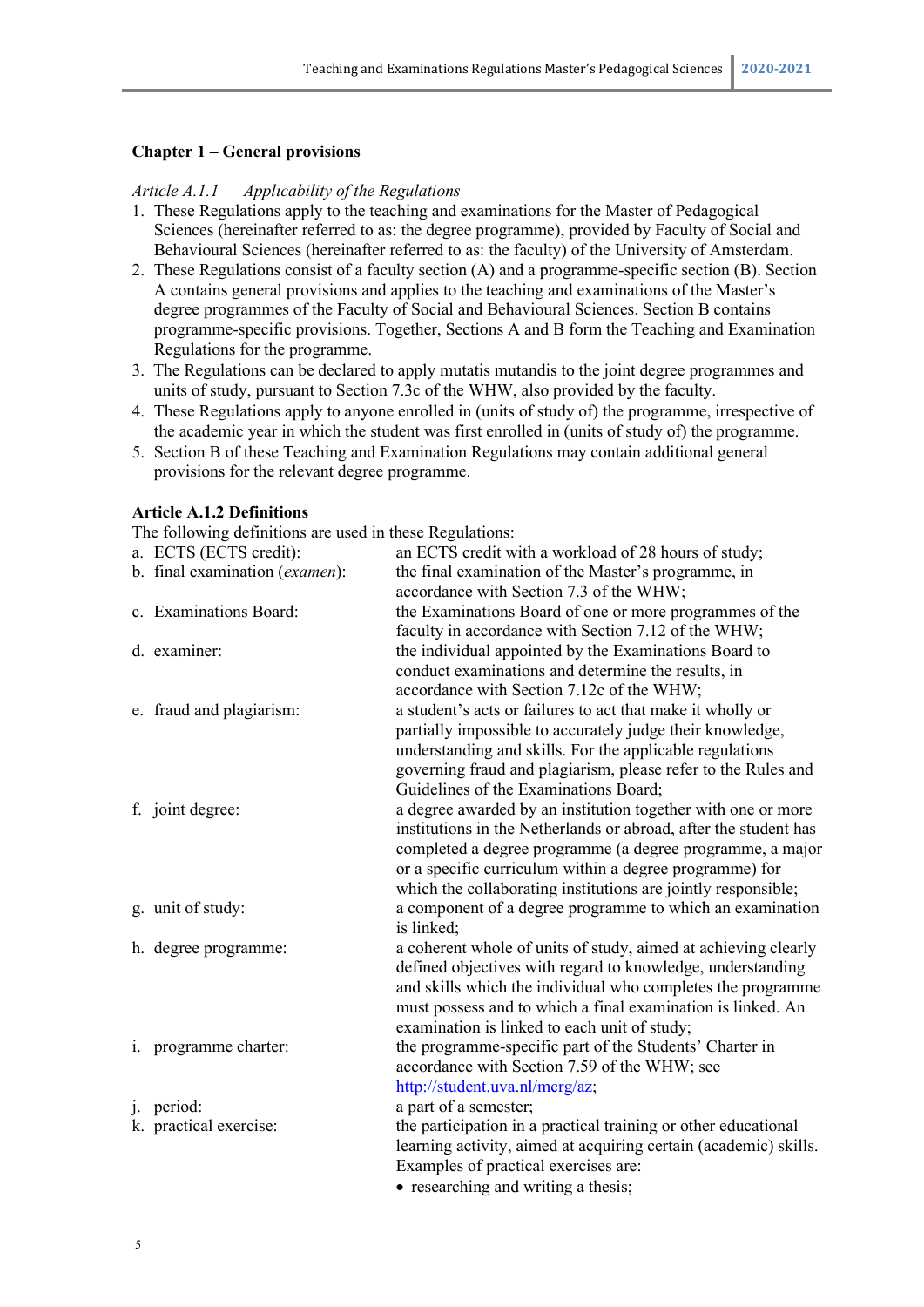## Chapter 1 – General provisions

*Article A.1.1 Applicability of the Regulations*

1. These Regulations apply to the teaching and examinations for the Master of Pedagogical Sciences (hereinafter referred to as: the degree programme), provided by Faculty of Social and Behavioural Sciences (hereinafter referred to as: the faculty) of the University of Amsterdam.
2. These Regulations consist of a faculty section (A) and a programme-specific section (B). Section A contains general provisions and applies to the teaching and examinations of the Master's degree programmes of the Faculty of Social and Behavioural Sciences. Section B contains programme-specific provisions. Together, Sections A and B form the Teaching and Examination Regulations for the programme.
3. The Regulations can be declared to apply mutatis mutandis to the joint degree programmes and units of study, pursuant to Section 7.3c of the WHW, also provided by the faculty.
4. These Regulations apply to anyone enrolled in (units of study of) the programme, irrespective of the academic year in which the student was first enrolled in (units of study of) the programme.
5. Section B of these Teaching and Examination Regulations may contain additional general provisions for the relevant degree programme.

**Article A.1.2 Definitions**

The following definitions are used in these Regulations:

a. ECTS (ECTS credit): an ECTS credit with a workload of 28 hours of study;

b. final examination (*examen*): the final examination of the Master's programme, in accordance with Section 7.3 of the WHW;

c. Examinations Board: the Examinations Board of one or more programmes of the faculty in accordance with Section 7.12 of the WHW;

d. examiner: the individual appointed by the Examinations Board to conduct examinations and determine the results, in accordance with Section 7.12c of the WHW;

e. fraud and plagiarism: a student's acts or failures to act that make it wholly or partially impossible to accurately judge their knowledge, understanding and skills. For the applicable regulations governing fraud and plagiarism, please refer to the Rules and Guidelines of the Examinations Board;

f. joint degree: a degree awarded by an institution together with one or more institutions in the Netherlands or abroad, after the student has completed a degree programme (a degree programme, a major or a specific curriculum within a degree programme) for which the collaborating institutions are jointly responsible;

g. unit of study: a component of a degree programme to which an examination is linked;

h. degree programme: a coherent whole of units of study, aimed at achieving clearly defined objectives with regard to knowledge, understanding and skills which the individual who completes the programme must possess and to which a final examination is linked. An examination is linked to each unit of study;

i. programme charter: the programme-specific part of the Students' Charter in accordance with Section 7.59 of the WHW; see http://student.uva.nl/mcrg/az;

j. period: a part of a semester;

k. practical exercise: the participation in a practical training or other educational learning activity, aimed at acquiring certain (academic) skills. Examples of practical exercises are:
   - researching and writing a thesis;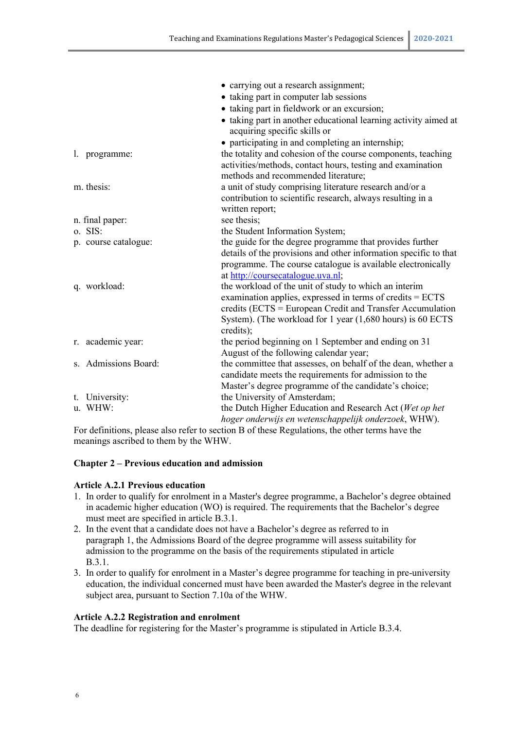- carrying out a research assignment;
- taking part in computer lab sessions
- taking part in fieldwork or an excursion;
- taking part in another educational learning activity aimed at acquiring specific skills or
- participating in and completing an internship;

l. programme: the totality and cohesion of the course components, teaching activities/methods, contact hours, testing and examination methods and recommended literature;

m. thesis: a unit of study comprising literature research and/or a contribution to scientific research, always resulting in a written report;

n. final paper: see thesis;

o. SIS: the Student Information System;

p. course catalogue: the guide for the degree programme that provides further details of the provisions and other information specific to that programme. The course catalogue is available electronically at http://coursecatalogue.uva.nl;

q. workload: the workload of the unit of study to which an interim examination applies, expressed in terms of credits = ECTS credits (ECTS = European Credit and Transfer Accumulation System). (The workload for 1 year (1,680 hours) is 60 ECTS credits);

r. academic year: the period beginning on 1 September and ending on 31 August of the following calendar year;

s. Admissions Board: the committee that assesses, on behalf of the dean, whether a candidate meets the requirements for admission to the Master's degree programme of the candidate's choice;

t. University: the University of Amsterdam;

u. WHW: the Dutch Higher Education and Research Act (*Wet op het hoger onderwijs en wetenschappelijk onderzoek*, WHW).

For definitions, please also refer to section B of these Regulations, the other terms have the meanings ascribed to them by the WHW.

## Chapter 2 – Previous education and admission

### Article A.2.1 Previous education

1. In order to qualify for enrolment in a Master's degree programme, a Bachelor's degree obtained in academic higher education (WO) is required. The requirements that the Bachelor's degree must meet are specified in article B.3.1.
2. In the event that a candidate does not have a Bachelor's degree as referred to in paragraph 1, the Admissions Board of the degree programme will assess suitability for admission to the programme on the basis of the requirements stipulated in article B.3.1.
3. In order to qualify for enrolment in a Master's degree programme for teaching in pre-university education, the individual concerned must have been awarded the Master's degree in the relevant subject area, pursuant to Section 7.10a of the WHW.

### Article A.2.2 Registration and enrolment

The deadline for registering for the Master's programme is stipulated in Article B.3.4.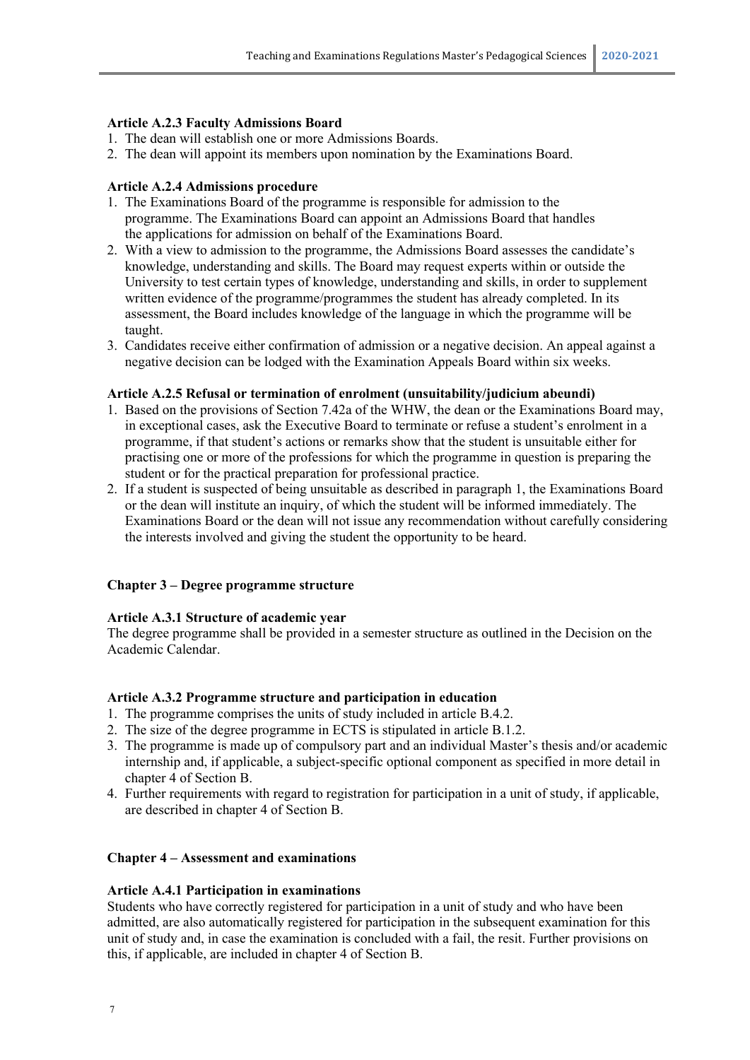**Article A.2.3 Faculty Admissions Board**

1. The dean will establish one or more Admissions Boards.
2. The dean will appoint its members upon nomination by the Examinations Board.

**Article A.2.4 Admissions procedure**

1. The Examinations Board of the programme is responsible for admission to the programme. The Examinations Board can appoint an Admissions Board that handles the applications for admission on behalf of the Examinations Board.
2. With a view to admission to the programme, the Admissions Board assesses the candidate's knowledge, understanding and skills. The Board may request experts within or outside the University to test certain types of knowledge, understanding and skills, in order to supplement written evidence of the programme/programmes the student has already completed. In its assessment, the Board includes knowledge of the language in which the programme will be taught.
3. Candidates receive either confirmation of admission or a negative decision. An appeal against a negative decision can be lodged with the Examination Appeals Board within six weeks.

**Article A.2.5 Refusal or termination of enrolment (unsuitability/judicium abeundi)**

1. Based on the provisions of Section 7.42a of the WHW, the dean or the Examinations Board may, in exceptional cases, ask the Executive Board to terminate or refuse a student's enrolment in a programme, if that student's actions or remarks show that the student is unsuitable either for practising one or more of the professions for which the programme in question is preparing the student or for the practical preparation for professional practice.
2. If a student is suspected of being unsuitable as described in paragraph 1, the Examinations Board or the dean will institute an inquiry, of which the student will be informed immediately. The Examinations Board or the dean will not issue any recommendation without carefully considering the interests involved and giving the student the opportunity to be heard.

## Chapter 3 – Degree programme structure

**Article A.3.1 Structure of academic year**

The degree programme shall be provided in a semester structure as outlined in the Decision on the Academic Calendar.

**Article A.3.2 Programme structure and participation in education**

1. The programme comprises the units of study included in article B.4.2.
2. The size of the degree programme in ECTS is stipulated in article B.1.2.
3. The programme is made up of compulsory part and an individual Master's thesis and/or academic internship and, if applicable, a subject-specific optional component as specified in more detail in chapter 4 of Section B.
4. Further requirements with regard to registration for participation in a unit of study, if applicable, are described in chapter 4 of Section B.

## Chapter 4 – Assessment and examinations

**Article A.4.1 Participation in examinations**

Students who have correctly registered for participation in a unit of study and who have been admitted, are also automatically registered for participation in the subsequent examination for this unit of study and, in case the examination is concluded with a fail, the resit. Further provisions on this, if applicable, are included in chapter 4 of Section B.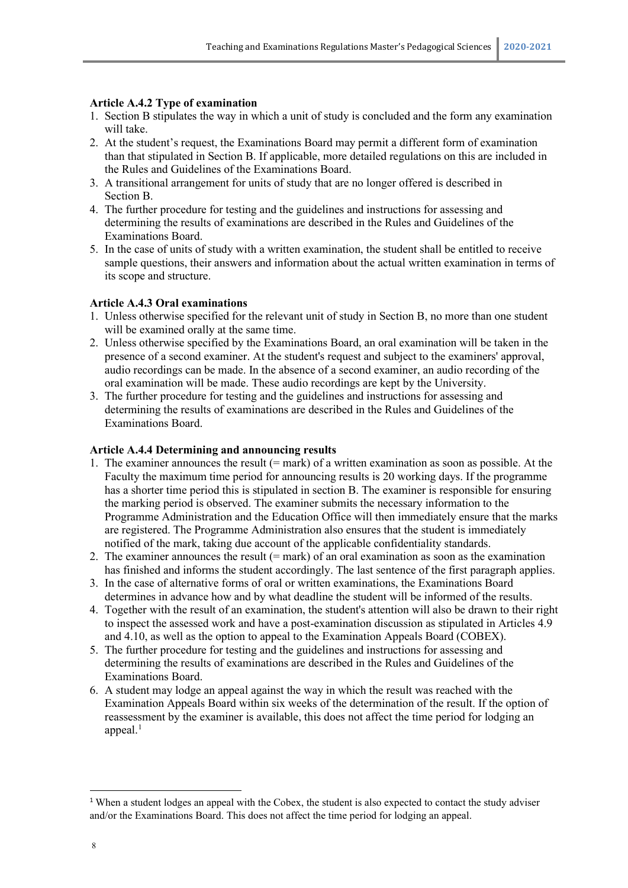**Article A.4.2 Type of examination**

1. Section B stipulates the way in which a unit of study is concluded and the form any examination will take.
2. At the student's request, the Examinations Board may permit a different form of examination than that stipulated in Section B. If applicable, more detailed regulations on this are included in the Rules and Guidelines of the Examinations Board.
3. A transitional arrangement for units of study that are no longer offered is described in Section B.
4. The further procedure for testing and the guidelines and instructions for assessing and determining the results of examinations are described in the Rules and Guidelines of the Examinations Board.
5. In the case of units of study with a written examination, the student shall be entitled to receive sample questions, their answers and information about the actual written examination in terms of its scope and structure.

**Article A.4.3 Oral examinations**

1. Unless otherwise specified for the relevant unit of study in Section B, no more than one student will be examined orally at the same time.
2. Unless otherwise specified by the Examinations Board, an oral examination will be taken in the presence of a second examiner. At the student's request and subject to the examiners' approval, audio recordings can be made. In the absence of a second examiner, an audio recording of the oral examination will be made. These audio recordings are kept by the University.
3. The further procedure for testing and the guidelines and instructions for assessing and determining the results of examinations are described in the Rules and Guidelines of the Examinations Board.

**Article A.4.4 Determining and announcing results**

1. The examiner announces the result (= mark) of a written examination as soon as possible. At the Faculty the maximum time period for announcing results is 20 working days. If the programme has a shorter time period this is stipulated in section B. The examiner is responsible for ensuring the marking period is observed. The examiner submits the necessary information to the Programme Administration and the Education Office will then immediately ensure that the marks are registered. The Programme Administration also ensures that the student is immediately notified of the mark, taking due account of the applicable confidentiality standards.
2. The examiner announces the result (= mark) of an oral examination as soon as the examination has finished and informs the student accordingly. The last sentence of the first paragraph applies.
3. In the case of alternative forms of oral or written examinations, the Examinations Board determines in advance how and by what deadline the student will be informed of the results.
4. Together with the result of an examination, the student's attention will also be drawn to their right to inspect the assessed work and have a post-examination discussion as stipulated in Articles 4.9 and 4.10, as well as the option to appeal to the Examination Appeals Board (COBEX).
5. The further procedure for testing and the guidelines and instructions for assessing and determining the results of examinations are described in the Rules and Guidelines of the Examinations Board.
6. A student may lodge an appeal against the way in which the result was reached with the Examination Appeals Board within six weeks of the determination of the result. If the option of reassessment by the examiner is available, this does not affect the time period for lodging an appeal.[1]

---

[1] When a student lodges an appeal with the Cobex, the student is also expected to contact the study adviser and/or the Examinations Board. This does not affect the time period for lodging an appeal.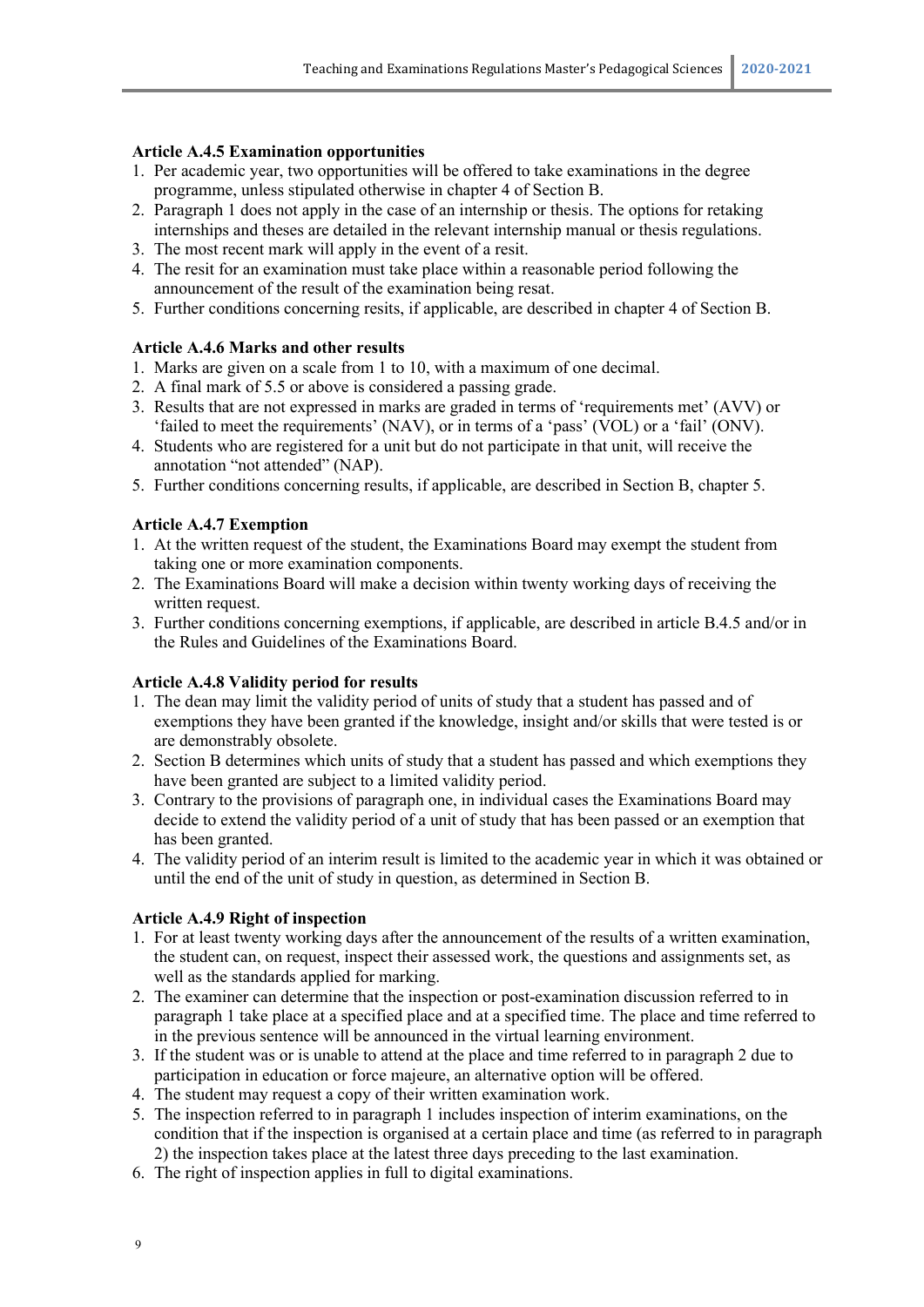### Article A.4.5 Examination opportunities

1. Per academic year, two opportunities will be offered to take examinations in the degree programme, unless stipulated otherwise in chapter 4 of Section B.
2. Paragraph 1 does not apply in the case of an internship or thesis. The options for retaking internships and theses are detailed in the relevant internship manual or thesis regulations.
3. The most recent mark will apply in the event of a resit.
4. The resit for an examination must take place within a reasonable period following the announcement of the result of the examination being resat.
5. Further conditions concerning resits, if applicable, are described in chapter 4 of Section B.

### Article A.4.6 Marks and other results

1. Marks are given on a scale from 1 to 10, with a maximum of one decimal.
2. A final mark of 5.5 or above is considered a passing grade.
3. Results that are not expressed in marks are graded in terms of 'requirements met' (AVV) or 'failed to meet the requirements' (NAV), or in terms of a 'pass' (VOL) or a 'fail' (ONV).
4. Students who are registered for a unit but do not participate in that unit, will receive the annotation "not attended" (NAP).
5. Further conditions concerning results, if applicable, are described in Section B, chapter 5.

### Article A.4.7 Exemption

1. At the written request of the student, the Examinations Board may exempt the student from taking one or more examination components.
2. The Examinations Board will make a decision within twenty working days of receiving the written request.
3. Further conditions concerning exemptions, if applicable, are described in article B.4.5 and/or in the Rules and Guidelines of the Examinations Board.

### Article A.4.8 Validity period for results

1. The dean may limit the validity period of units of study that a student has passed and of exemptions they have been granted if the knowledge, insight and/or skills that were tested is or are demonstrably obsolete.
2. Section B determines which units of study that a student has passed and which exemptions they have been granted are subject to a limited validity period.
3. Contrary to the provisions of paragraph one, in individual cases the Examinations Board may decide to extend the validity period of a unit of study that has been passed or an exemption that has been granted.
4. The validity period of an interim result is limited to the academic year in which it was obtained or until the end of the unit of study in question, as determined in Section B.

### Article A.4.9 Right of inspection

1. For at least twenty working days after the announcement of the results of a written examination, the student can, on request, inspect their assessed work, the questions and assignments set, as well as the standards applied for marking.
2. The examiner can determine that the inspection or post-examination discussion referred to in paragraph 1 take place at a specified place and at a specified time. The place and time referred to in the previous sentence will be announced in the virtual learning environment.
3. If the student was or is unable to attend at the place and time referred to in paragraph 2 due to participation in education or force majeure, an alternative option will be offered.
4. The student may request a copy of their written examination work.
5. The inspection referred to in paragraph 1 includes inspection of interim examinations, on the condition that if the inspection is organised at a certain place and time (as referred to in paragraph 2) the inspection takes place at the latest three days preceding to the last examination.
6. The right of inspection applies in full to digital examinations.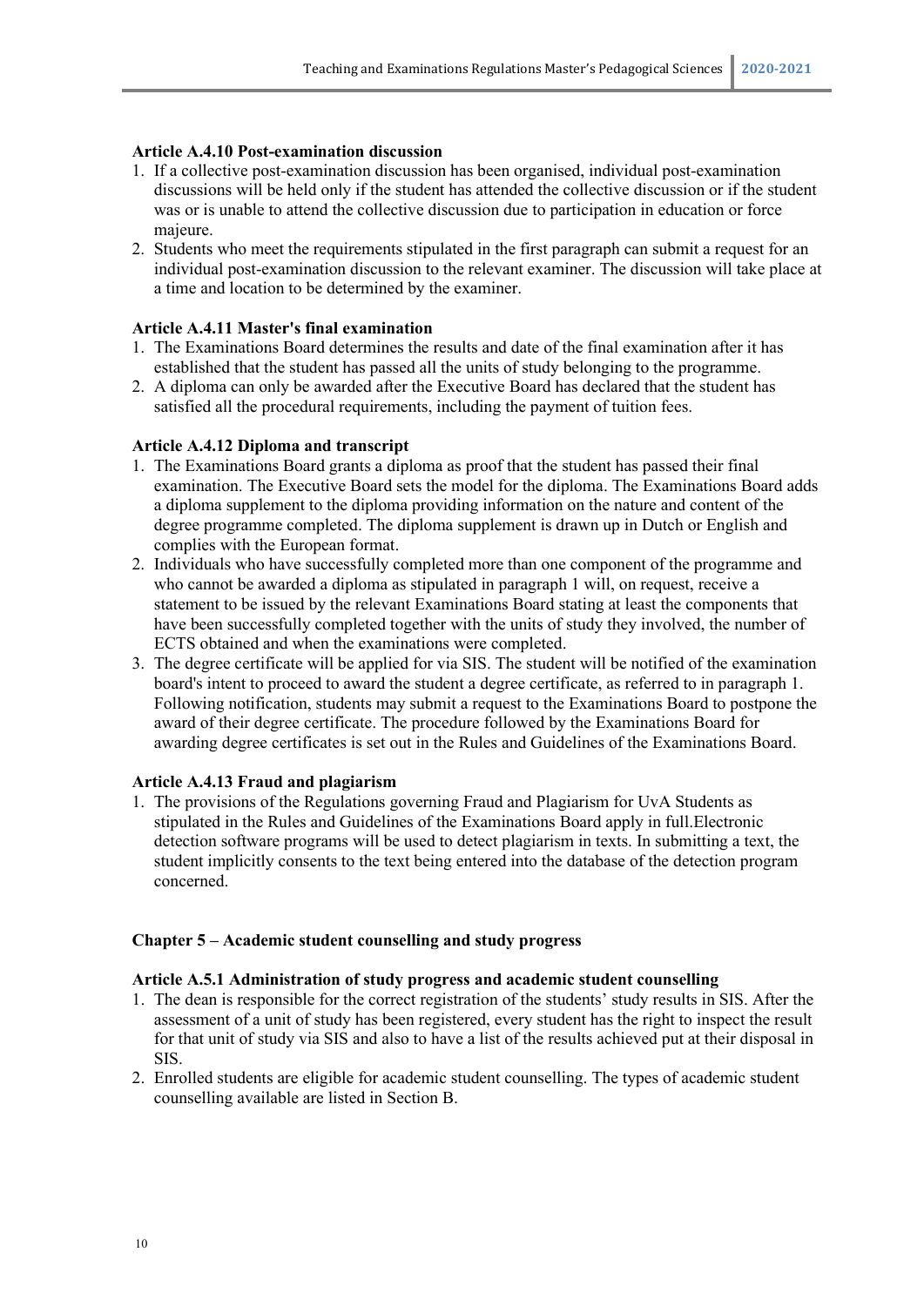**Article A.4.10 Post-examination discussion**

1. If a collective post-examination discussion has been organised, individual post-examination discussions will be held only if the student has attended the collective discussion or if the student was or is unable to attend the collective discussion due to participation in education or force majeure.
2. Students who meet the requirements stipulated in the first paragraph can submit a request for an individual post-examination discussion to the relevant examiner. The discussion will take place at a time and location to be determined by the examiner.

**Article A.4.11 Master's final examination**

1. The Examinations Board determines the results and date of the final examination after it has established that the student has passed all the units of study belonging to the programme.
2. A diploma can only be awarded after the Executive Board has declared that the student has satisfied all the procedural requirements, including the payment of tuition fees.

**Article A.4.12 Diploma and transcript**

1. The Examinations Board grants a diploma as proof that the student has passed their final examination. The Executive Board sets the model for the diploma. The Examinations Board adds a diploma supplement to the diploma providing information on the nature and content of the degree programme completed. The diploma supplement is drawn up in Dutch or English and complies with the European format.
2. Individuals who have successfully completed more than one component of the programme and who cannot be awarded a diploma as stipulated in paragraph 1 will, on request, receive a statement to be issued by the relevant Examinations Board stating at least the components that have been successfully completed together with the units of study they involved, the number of ECTS obtained and when the examinations were completed.
3. The degree certificate will be applied for via SIS. The student will be notified of the examination board's intent to proceed to award the student a degree certificate, as referred to in paragraph 1. Following notification, students may submit a request to the Examinations Board to postpone the award of their degree certificate. The procedure followed by the Examinations Board for awarding degree certificates is set out in the Rules and Guidelines of the Examinations Board.

**Article A.4.13 Fraud and plagiarism**

1. The provisions of the Regulations governing Fraud and Plagiarism for UvA Students as stipulated in the Rules and Guidelines of the Examinations Board apply in full.Electronic detection software programs will be used to detect plagiarism in texts. In submitting a text, the student implicitly consents to the text being entered into the database of the detection program concerned.

**Chapter 5 – Academic student counselling and study progress**

**Article A.5.1 Administration of study progress and academic student counselling**

1. The dean is responsible for the correct registration of the students' study results in SIS. After the assessment of a unit of study has been registered, every student has the right to inspect the result for that unit of study via SIS and also to have a list of the results achieved put at their disposal in SIS.
2. Enrolled students are eligible for academic student counselling. The types of academic student counselling available are listed in Section B.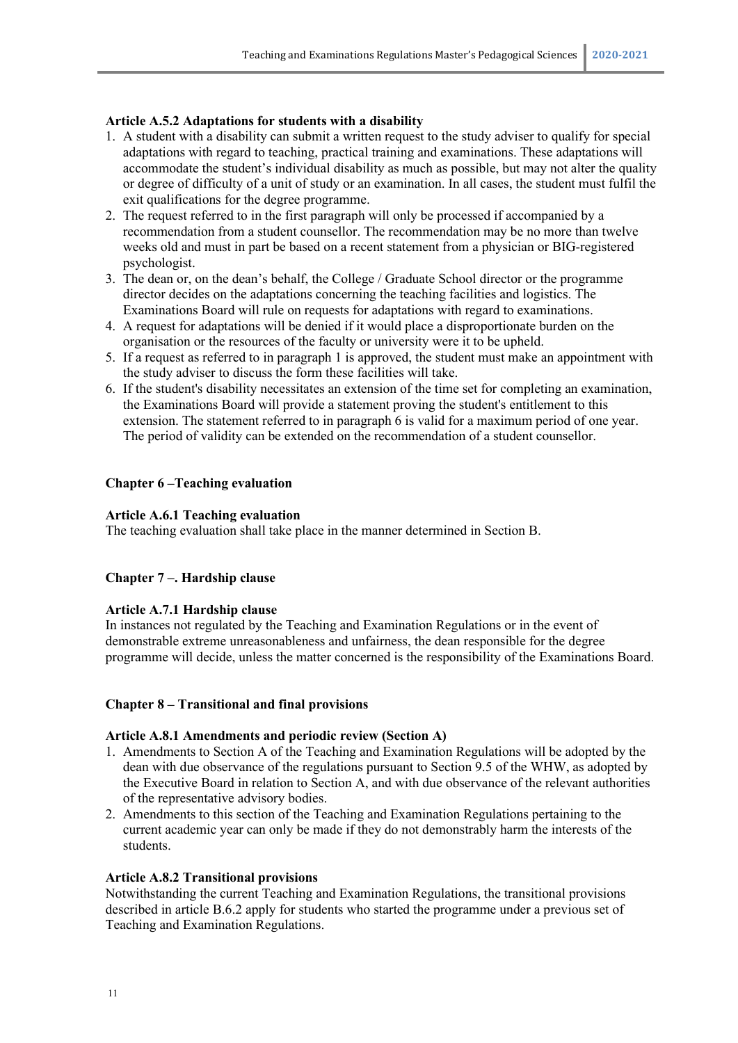### Article A.5.2 Adaptations for students with a disability

1. A student with a disability can submit a written request to the study adviser to qualify for special adaptations with regard to teaching, practical training and examinations. These adaptations will accommodate the student's individual disability as much as possible, but may not alter the quality or degree of difficulty of a unit of study or an examination. In all cases, the student must fulfil the exit qualifications for the degree programme.
2. The request referred to in the first paragraph will only be processed if accompanied by a recommendation from a student counsellor. The recommendation may be no more than twelve weeks old and must in part be based on a recent statement from a physician or BIG-registered psychologist.
3. The dean or, on the dean's behalf, the College / Graduate School director or the programme director decides on the adaptations concerning the teaching facilities and logistics. The Examinations Board will rule on requests for adaptations with regard to examinations.
4. A request for adaptations will be denied if it would place a disproportionate burden on the organisation or the resources of the faculty or university were it to be upheld.
5. If a request as referred to in paragraph 1 is approved, the student must make an appointment with the study adviser to discuss the form these facilities will take.
6. If the student's disability necessitates an extension of the time set for completing an examination, the Examinations Board will provide a statement proving the student's entitlement to this extension. The statement referred to in paragraph 6 is valid for a maximum period of one year. The period of validity can be extended on the recommendation of a student counsellor.

## Chapter 6 –Teaching evaluation

### Article A.6.1 Teaching evaluation

The teaching evaluation shall take place in the manner determined in Section B.

## Chapter 7 –. Hardship clause

### Article A.7.1 Hardship clause

In instances not regulated by the Teaching and Examination Regulations or in the event of demonstrable extreme unreasonableness and unfairness, the dean responsible for the degree programme will decide, unless the matter concerned is the responsibility of the Examinations Board.

## Chapter 8 – Transitional and final provisions

### Article A.8.1 Amendments and periodic review (Section A)

1. Amendments to Section A of the Teaching and Examination Regulations will be adopted by the dean with due observance of the regulations pursuant to Section 9.5 of the WHW, as adopted by the Executive Board in relation to Section A, and with due observance of the relevant authorities of the representative advisory bodies.
2. Amendments to this section of the Teaching and Examination Regulations pertaining to the current academic year can only be made if they do not demonstrably harm the interests of the students.

### Article A.8.2 Transitional provisions

Notwithstanding the current Teaching and Examination Regulations, the transitional provisions described in article B.6.2 apply for students who started the programme under a previous set of Teaching and Examination Regulations.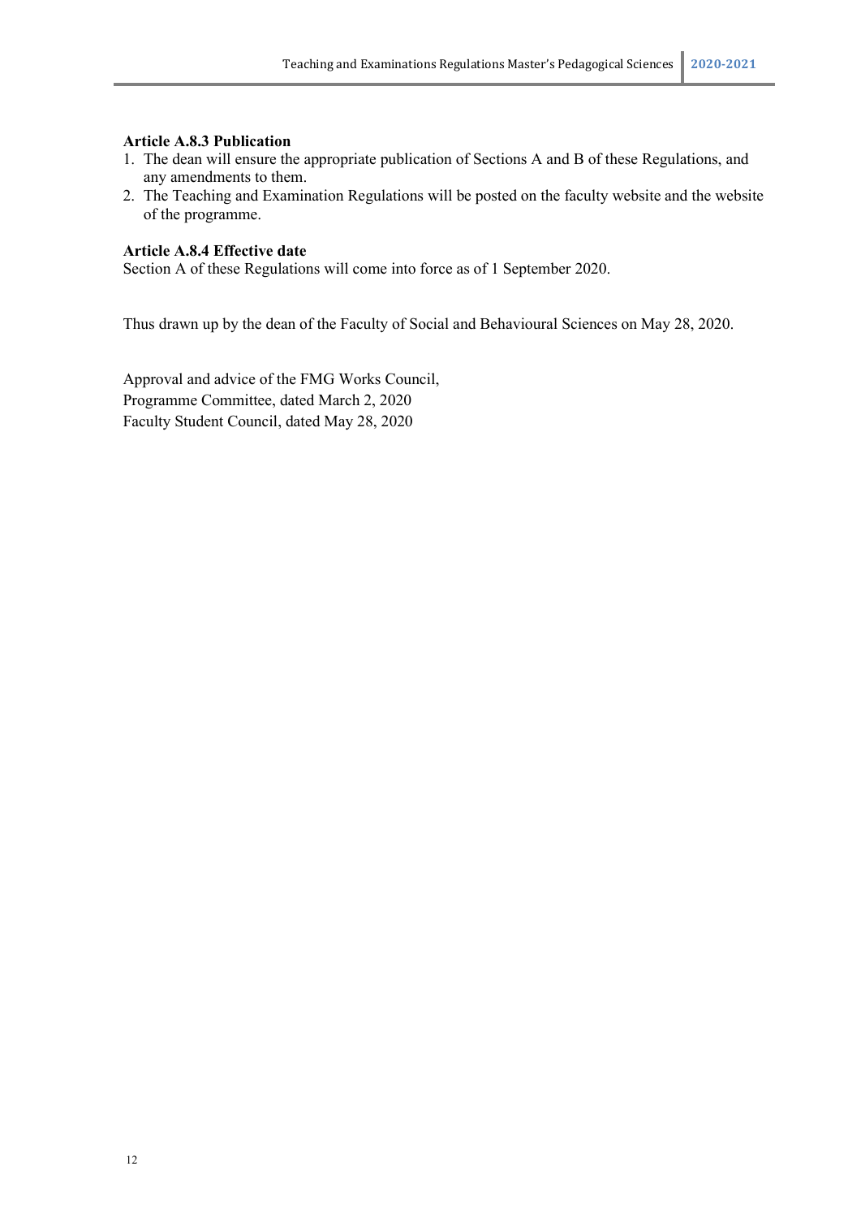**Article A.8.3 Publication**

1. The dean will ensure the appropriate publication of Sections A and B of these Regulations, and any amendments to them.
2. The Teaching and Examination Regulations will be posted on the faculty website and the website of the programme.

**Article A.8.4 Effective date**

Section A of these Regulations will come into force as of 1 September 2020.

Thus drawn up by the dean of the Faculty of Social and Behavioural Sciences on May 28, 2020.

Approval and advice of the FMG Works Council,
Programme Committee, dated March 2, 2020
Faculty Student Council, dated May 28, 2020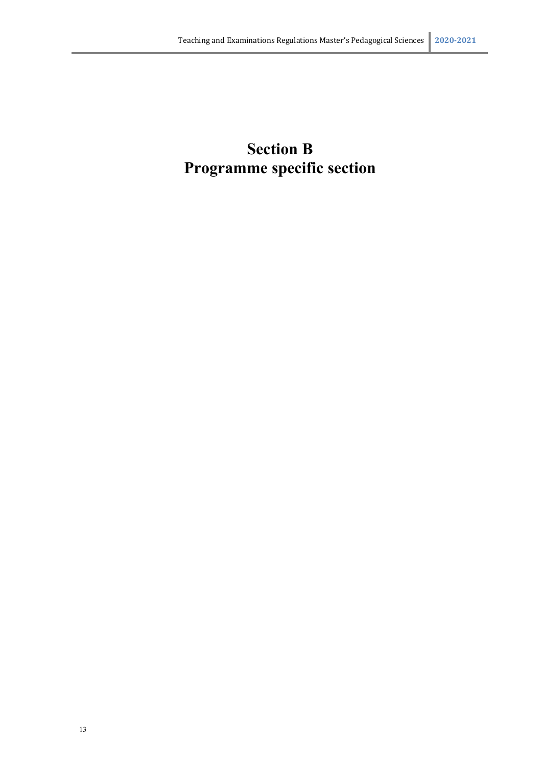# Section B
# Programme specific section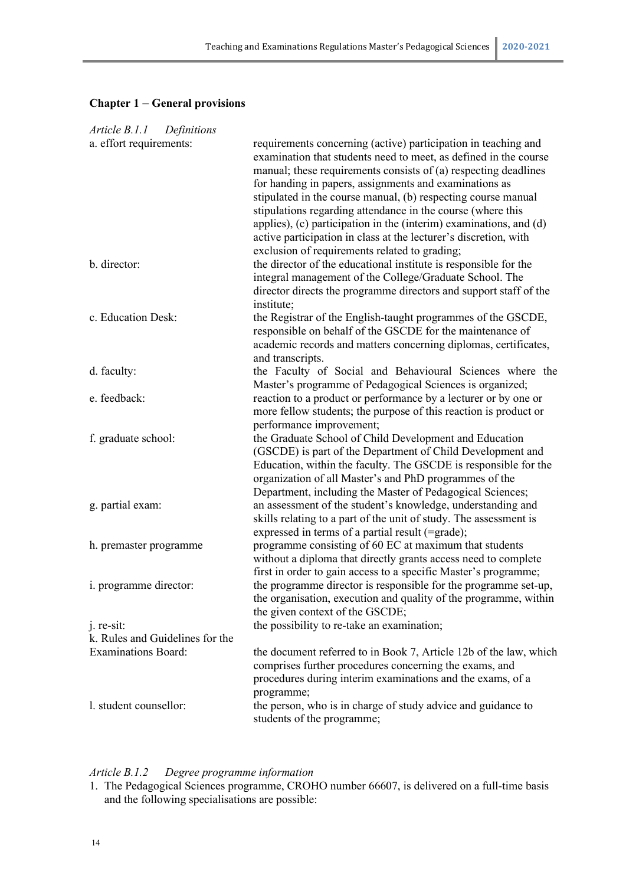**Chapter 1** – **General provisions**

*Article B.1.1 Definitions*

| | |
|---|---|
| a. effort requirements: | requirements concerning (active) participation in teaching and examination that students need to meet, as defined in the course manual; these requirements consists of (a) respecting deadlines for handing in papers, assignments and examinations as stipulated in the course manual, (b) respecting course manual stipulations regarding attendance in the course (where this applies), (c) participation in the (interim) examinations, and (d) active participation in class at the lecturer's discretion, with exclusion of requirements related to grading; |
| b. director: | the director of the educational institute is responsible for the integral management of the College/Graduate School. The director directs the programme directors and support staff of the institute; |
| c. Education Desk: | the Registrar of the English-taught programmes of the GSCDE, responsible on behalf of the GSCDE for the maintenance of academic records and matters concerning diplomas, certificates, and transcripts. |
| d. faculty: | the Faculty of Social and Behavioural Sciences where the Master's programme of Pedagogical Sciences is organized; |
| e. feedback: | reaction to a product or performance by a lecturer or by one or more fellow students; the purpose of this reaction is product or performance improvement; |
| f. graduate school: | the Graduate School of Child Development and Education (GSCDE) is part of the Department of Child Development and Education, within the faculty. The GSCDE is responsible for the organization of all Master's and PhD programmes of the Department, including the Master of Pedagogical Sciences; |
| g. partial exam: | an assessment of the student's knowledge, understanding and skills relating to a part of the unit of study. The assessment is expressed in terms of a partial result (=grade); |
| h. premaster programme | programme consisting of 60 EC at maximum that students without a diploma that directly grants access need to complete first in order to gain access to a specific Master's programme; |
| i. programme director: | the programme director is responsible for the programme set-up, the organisation, execution and quality of the programme, within the given context of the GSCDE; |
| j. re-sit: | the possibility to re-take an examination; |
| k. Rules and Guidelines for the Examinations Board: | the document referred to in Book 7, Article 12b of the law, which comprises further procedures concerning the exams, and procedures during interim examinations and the exams, of a programme; |
| l. student counsellor: | the person, who is in charge of study advice and guidance to students of the programme; |

*Article B.1.2 Degree programme information*

1. The Pedagogical Sciences programme, CROHO number 66607, is delivered on a full-time basis and the following specialisations are possible: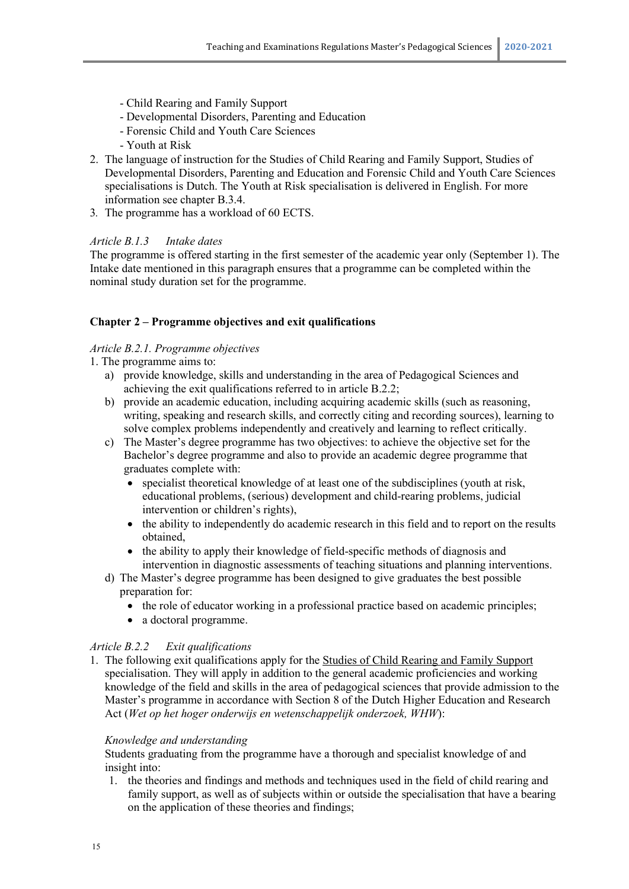- Child Rearing and Family Support
- Developmental Disorders, Parenting and Education
- Forensic Child and Youth Care Sciences
- Youth at Risk

2. The language of instruction for the Studies of Child Rearing and Family Support, Studies of Developmental Disorders, Parenting and Education and Forensic Child and Youth Care Sciences specialisations is Dutch. The Youth at Risk specialisation is delivered in English. For more information see chapter B.3.4.
3. The programme has a workload of 60 ECTS.

*Article B.1.3 Intake dates*

The programme is offered starting in the first semester of the academic year only (September 1). The Intake date mentioned in this paragraph ensures that a programme can be completed within the nominal study duration set for the programme.

## Chapter 2 – Programme objectives and exit qualifications

*Article B.2.1. Programme objectives*

1. The programme aims to:
   a) provide knowledge, skills and understanding in the area of Pedagogical Sciences and achieving the exit qualifications referred to in article B.2.2;
   b) provide an academic education, including acquiring academic skills (such as reasoning, writing, speaking and research skills, and correctly citing and recording sources), learning to solve complex problems independently and creatively and learning to reflect critically.
   c) The Master's degree programme has two objectives: to achieve the objective set for the Bachelor's degree programme and also to provide an academic degree programme that graduates complete with:
      - specialist theoretical knowledge of at least one of the subdisciplines (youth at risk, educational problems, (serious) development and child-rearing problems, judicial intervention or children's rights),
      - the ability to independently do academic research in this field and to report on the results obtained,
      - the ability to apply their knowledge of field-specific methods of diagnosis and intervention in diagnostic assessments of teaching situations and planning interventions.
   d) The Master's degree programme has been designed to give graduates the best possible preparation for:
      - the role of educator working in a professional practice based on academic principles;
      - a doctoral programme.

*Article B.2.2 Exit qualifications*

1. The following exit qualifications apply for the Studies of Child Rearing and Family Support specialisation. They will apply in addition to the general academic proficiencies and working knowledge of the field and skills in the area of pedagogical sciences that provide admission to the Master's programme in accordance with Section 8 of the Dutch Higher Education and Research Act (*Wet op het hoger onderwijs en wetenschappelijk onderzoek, WHW*):

   *Knowledge and understanding*

   Students graduating from the programme have a thorough and specialist knowledge of and insight into:
   1. the theories and findings and methods and techniques used in the field of child rearing and family support, as well as of subjects within or outside the specialisation that have a bearing on the application of these theories and findings;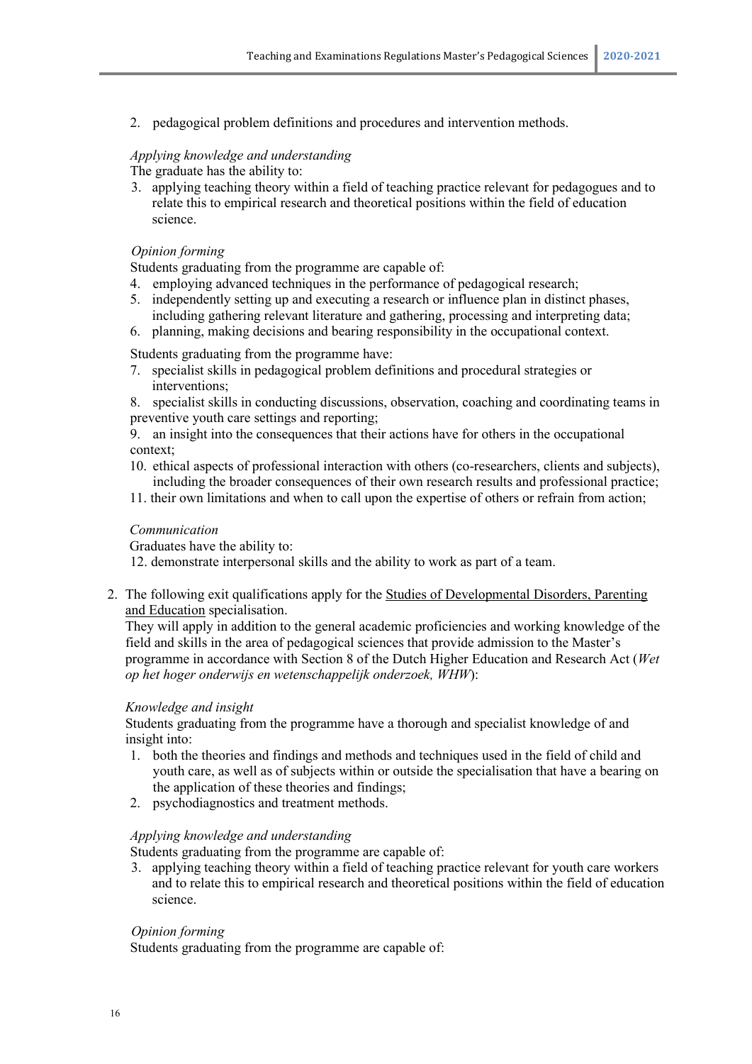2. pedagogical problem definitions and procedures and intervention methods.

*Applying knowledge and understanding*

The graduate has the ability to:

3. applying teaching theory within a field of teaching practice relevant for pedagogues and to relate this to empirical research and theoretical positions within the field of education science.

*Opinion forming*

Students graduating from the programme are capable of:

4. employing advanced techniques in the performance of pedagogical research;
5. independently setting up and executing a research or influence plan in distinct phases, including gathering relevant literature and gathering, processing and interpreting data;
6. planning, making decisions and bearing responsibility in the occupational context.

Students graduating from the programme have:

7. specialist skills in pedagogical problem definitions and procedural strategies or interventions;
8. specialist skills in conducting discussions, observation, coaching and coordinating teams in preventive youth care settings and reporting;
9. an insight into the consequences that their actions have for others in the occupational context;
10. ethical aspects of professional interaction with others (co-researchers, clients and subjects), including the broader consequences of their own research results and professional practice;
11. their own limitations and when to call upon the expertise of others or refrain from action;

*Communication*

Graduates have the ability to:

12. demonstrate interpersonal skills and the ability to work as part of a team.

2. The following exit qualifications apply for the Studies of Developmental Disorders, Parenting and Education specialisation.
   They will apply in addition to the general academic proficiencies and working knowledge of the field and skills in the area of pedagogical sciences that provide admission to the Master's programme in accordance with Section 8 of the Dutch Higher Education and Research Act (*Wet op het hoger onderwijs en wetenschappelijk onderzoek, WHW*):

   *Knowledge and insight*

   Students graduating from the programme have a thorough and specialist knowledge of and insight into:

   1. both the theories and findings and methods and techniques used in the field of child and youth care, as well as of subjects within or outside the specialisation that have a bearing on the application of these theories and findings;
   2. psychodiagnostics and treatment methods.

   *Applying knowledge and understanding*

   Students graduating from the programme are capable of:

   3. applying teaching theory within a field of teaching practice relevant for youth care workers and to relate this to empirical research and theoretical positions within the field of education science.

   *Opinion forming*

   Students graduating from the programme are capable of: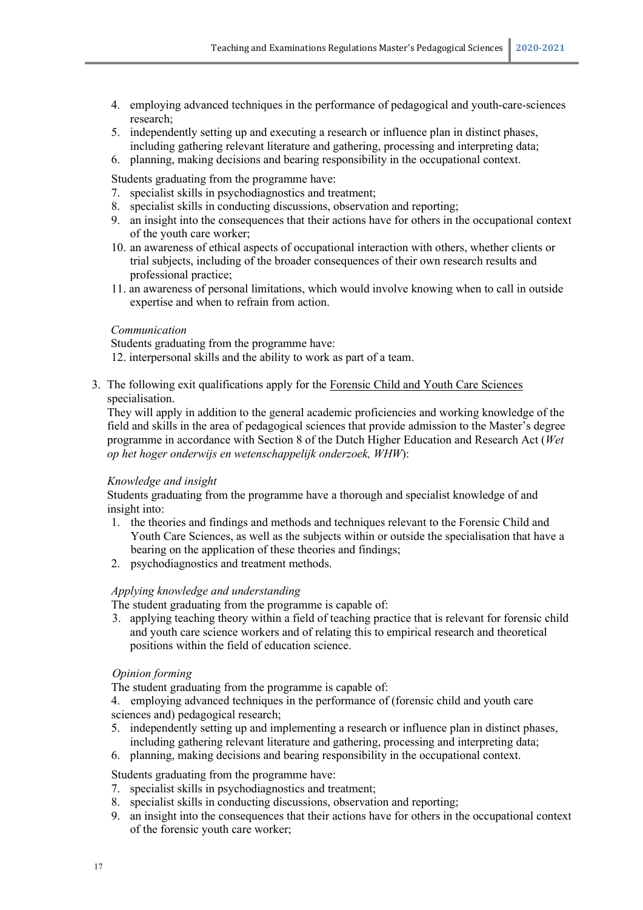4. employing advanced techniques in the performance of pedagogical and youth-care-sciences research;
5. independently setting up and executing a research or influence plan in distinct phases, including gathering relevant literature and gathering, processing and interpreting data;
6. planning, making decisions and bearing responsibility in the occupational context.

Students graduating from the programme have:

7. specialist skills in psychodiagnostics and treatment;
8. specialist skills in conducting discussions, observation and reporting;
9. an insight into the consequences that their actions have for others in the occupational context of the youth care worker;
10. an awareness of ethical aspects of occupational interaction with others, whether clients or trial subjects, including of the broader consequences of their own research results and professional practice;
11. an awareness of personal limitations, which would involve knowing when to call in outside expertise and when to refrain from action.

*Communication*

Students graduating from the programme have:

12. interpersonal skills and the ability to work as part of a team.

3. The following exit qualifications apply for the Forensic Child and Youth Care Sciences specialisation.
   They will apply in addition to the general academic proficiencies and working knowledge of the field and skills in the area of pedagogical sciences that provide admission to the Master's degree programme in accordance with Section 8 of the Dutch Higher Education and Research Act (*Wet op het hoger onderwijs en wetenschappelijk onderzoek, WHW*):

*Knowledge and insight*

Students graduating from the programme have a thorough and specialist knowledge of and insight into:

1. the theories and findings and methods and techniques relevant to the Forensic Child and Youth Care Sciences, as well as the subjects within or outside the specialisation that have a bearing on the application of these theories and findings;
2. psychodiagnostics and treatment methods.

*Applying knowledge and understanding*

The student graduating from the programme is capable of:

3. applying teaching theory within a field of teaching practice that is relevant for forensic child and youth care science workers and of relating this to empirical research and theoretical positions within the field of education science.

*Opinion forming*

The student graduating from the programme is capable of:

4. employing advanced techniques in the performance of (forensic child and youth care sciences and) pedagogical research;
5. independently setting up and implementing a research or influence plan in distinct phases, including gathering relevant literature and gathering, processing and interpreting data;
6. planning, making decisions and bearing responsibility in the occupational context.

Students graduating from the programme have:

7. specialist skills in psychodiagnostics and treatment;
8. specialist skills in conducting discussions, observation and reporting;
9. an insight into the consequences that their actions have for others in the occupational context of the forensic youth care worker;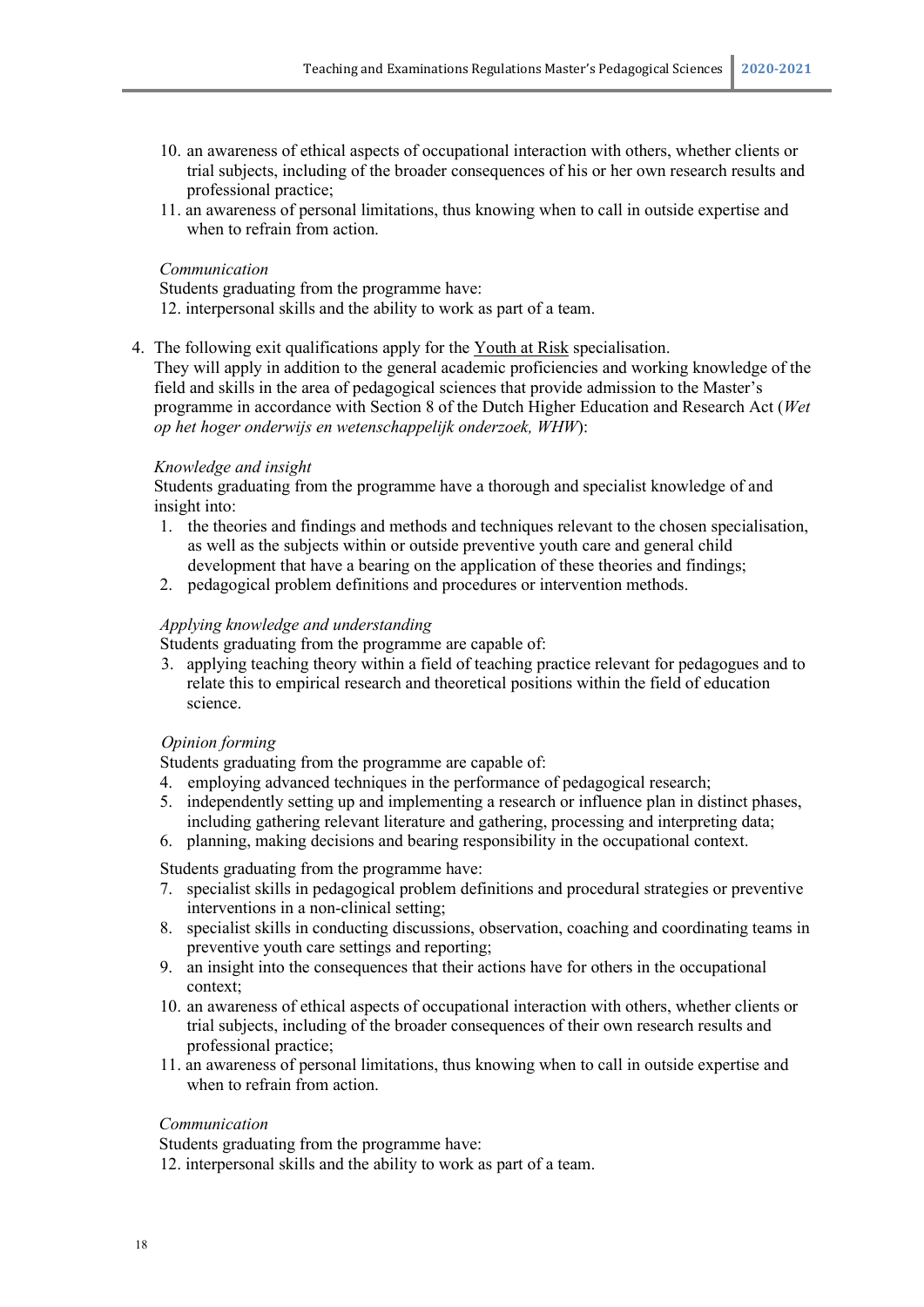10. an awareness of ethical aspects of occupational interaction with others, whether clients or trial subjects, including of the broader consequences of his or her own research results and professional practice;
11. an awareness of personal limitations, thus knowing when to call in outside expertise and when to refrain from action.

*Communication*

Students graduating from the programme have:

12. interpersonal skills and the ability to work as part of a team.

4. The following exit qualifications apply for the Youth at Risk specialisation.
   They will apply in addition to the general academic proficiencies and working knowledge of the field and skills in the area of pedagogical sciences that provide admission to the Master's programme in accordance with Section 8 of the Dutch Higher Education and Research Act (*Wet op het hoger onderwijs en wetenschappelijk onderzoek, WHW*):

*Knowledge and insight*

Students graduating from the programme have a thorough and specialist knowledge of and insight into:

1. the theories and findings and methods and techniques relevant to the chosen specialisation, as well as the subjects within or outside preventive youth care and general child development that have a bearing on the application of these theories and findings;
2. pedagogical problem definitions and procedures or intervention methods.

*Applying knowledge and understanding*

Students graduating from the programme are capable of:

3. applying teaching theory within a field of teaching practice relevant for pedagogues and to relate this to empirical research and theoretical positions within the field of education science.

*Opinion forming*

Students graduating from the programme are capable of:

4. employing advanced techniques in the performance of pedagogical research;
5. independently setting up and implementing a research or influence plan in distinct phases, including gathering relevant literature and gathering, processing and interpreting data;
6. planning, making decisions and bearing responsibility in the occupational context.

Students graduating from the programme have:

7. specialist skills in pedagogical problem definitions and procedural strategies or preventive interventions in a non-clinical setting;
8. specialist skills in conducting discussions, observation, coaching and coordinating teams in preventive youth care settings and reporting;
9. an insight into the consequences that their actions have for others in the occupational context;
10. an awareness of ethical aspects of occupational interaction with others, whether clients or trial subjects, including of the broader consequences of their own research results and professional practice;
11. an awareness of personal limitations, thus knowing when to call in outside expertise and when to refrain from action.

*Communication*

Students graduating from the programme have:

12. interpersonal skills and the ability to work as part of a team.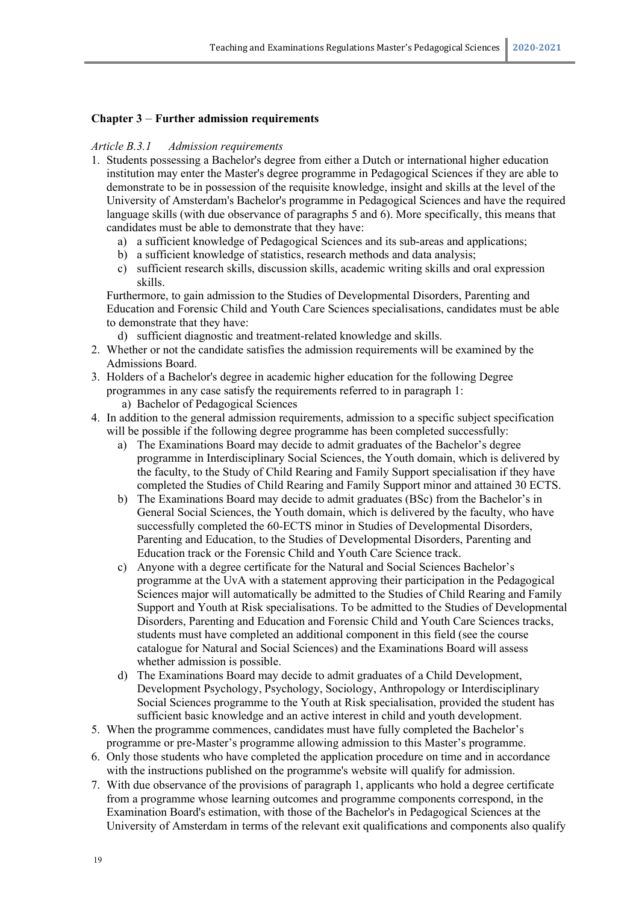**Chapter 3** – **Further admission requirements**

*Article B.3.1 Admission requirements*

1. Students possessing a Bachelor's degree from either a Dutch or international higher education institution may enter the Master's degree programme in Pedagogical Sciences if they are able to demonstrate to be in possession of the requisite knowledge, insight and skills at the level of the University of Amsterdam's Bachelor's programme in Pedagogical Sciences and have the required language skills (with due observance of paragraphs 5 and 6). More specifically, this means that candidates must be able to demonstrate that they have:
   a) a sufficient knowledge of Pedagogical Sciences and its sub-areas and applications;
   b) a sufficient knowledge of statistics, research methods and data analysis;
   c) sufficient research skills, discussion skills, academic writing skills and oral expression skills.

   Furthermore, to gain admission to the Studies of Developmental Disorders, Parenting and Education and Forensic Child and Youth Care Sciences specialisations, candidates must be able to demonstrate that they have:
   d) sufficient diagnostic and treatment-related knowledge and skills.
2. Whether or not the candidate satisfies the admission requirements will be examined by the Admissions Board.
3. Holders of a Bachelor's degree in academic higher education for the following Degree programmes in any case satisfy the requirements referred to in paragraph 1:
   a) Bachelor of Pedagogical Sciences
4. In addition to the general admission requirements, admission to a specific subject specification will be possible if the following degree programme has been completed successfully:
   a) The Examinations Board may decide to admit graduates of the Bachelor's degree programme in Interdisciplinary Social Sciences, the Youth domain, which is delivered by the faculty, to the Study of Child Rearing and Family Support specialisation if they have completed the Studies of Child Rearing and Family Support minor and attained 30 ECTS.
   b) The Examinations Board may decide to admit graduates (BSc) from the Bachelor's in General Social Sciences, the Youth domain, which is delivered by the faculty, who have successfully completed the 60-ECTS minor in Studies of Developmental Disorders, Parenting and Education, to the Studies of Developmental Disorders, Parenting and Education track or the Forensic Child and Youth Care Science track.
   c) Anyone with a degree certificate for the Natural and Social Sciences Bachelor's programme at the UvA with a statement approving their participation in the Pedagogical Sciences major will automatically be admitted to the Studies of Child Rearing and Family Support and Youth at Risk specialisations. To be admitted to the Studies of Developmental Disorders, Parenting and Education and Forensic Child and Youth Care Sciences tracks, students must have completed an additional component in this field (see the course catalogue for Natural and Social Sciences) and the Examinations Board will assess whether admission is possible.
   d) The Examinations Board may decide to admit graduates of a Child Development, Development Psychology, Psychology, Sociology, Anthropology or Interdisciplinary Social Sciences programme to the Youth at Risk specialisation, provided the student has sufficient basic knowledge and an active interest in child and youth development.
5. When the programme commences, candidates must have fully completed the Bachelor's programme or pre-Master's programme allowing admission to this Master's programme.
6. Only those students who have completed the application procedure on time and in accordance with the instructions published on the programme's website will qualify for admission.
7. With due observance of the provisions of paragraph 1, applicants who hold a degree certificate from a programme whose learning outcomes and programme components correspond, in the Examination Board's estimation, with those of the Bachelor's in Pedagogical Sciences at the University of Amsterdam in terms of the relevant exit qualifications and components also qualify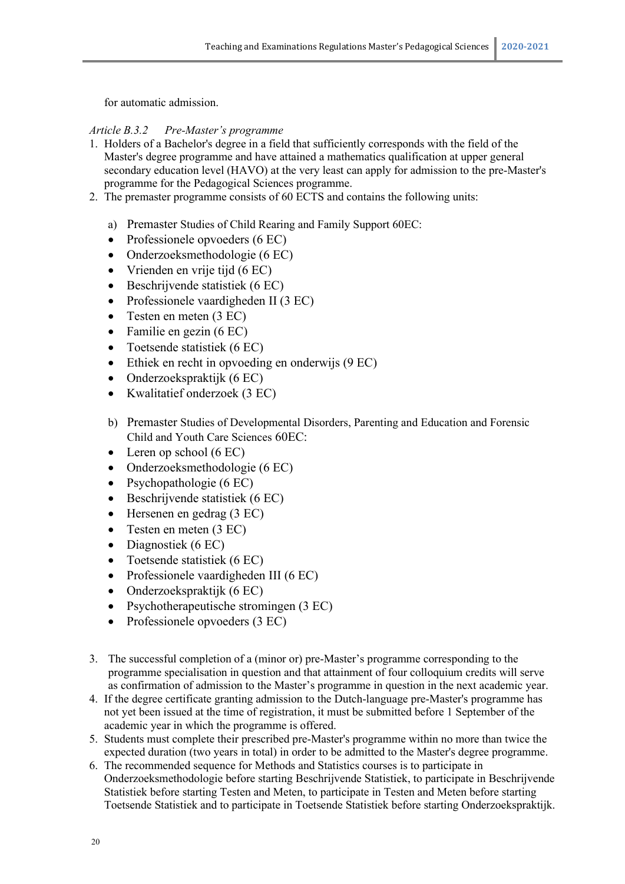for automatic admission.

*Article B.3.2 Pre-Master's programme*

1. Holders of a Bachelor's degree in a field that sufficiently corresponds with the field of the Master's degree programme and have attained a mathematics qualification at upper general secondary education level (HAVO) at the very least can apply for admission to the pre-Master's programme for the Pedagogical Sciences programme.
2. The premaster programme consists of 60 ECTS and contains the following units:

   a) Premaster Studies of Child Rearing and Family Support 60EC:
   - Professionele opvoeders (6 EC)
   - Onderzoeksmethodologie (6 EC)
   - Vrienden en vrije tijd (6 EC)
   - Beschrijvende statistiek (6 EC)
   - Professionele vaardigheden II (3 EC)
   - Testen en meten (3 EC)
   - Familie en gezin (6 EC)
   - Toetsende statistiek (6 EC)
   - Ethiek en recht in opvoeding en onderwijs (9 EC)
   - Onderzoekspraktijk (6 EC)
   - Kwalitatief onderzoek (3 EC)

   b) Premaster Studies of Developmental Disorders, Parenting and Education and Forensic Child and Youth Care Sciences 60EC:
   - Leren op school (6 EC)
   - Onderzoeksmethodologie (6 EC)
   - Psychopathologie (6 EC)
   - Beschrijvende statistiek (6 EC)
   - Hersenen en gedrag (3 EC)
   - Testen en meten (3 EC)
   - Diagnostiek (6 EC)
   - Toetsende statistiek (6 EC)
   - Professionele vaardigheden III (6 EC)
   - Onderzoekspraktijk (6 EC)
   - Psychotherapeutische stromingen (3 EC)
   - Professionele opvoeders (3 EC)

3. The successful completion of a (minor or) pre-Master's programme corresponding to the programme specialisation in question and that attainment of four colloquium credits will serve as confirmation of admission to the Master's programme in question in the next academic year.
4. If the degree certificate granting admission to the Dutch-language pre-Master's programme has not yet been issued at the time of registration, it must be submitted before 1 September of the academic year in which the programme is offered.
5. Students must complete their prescribed pre-Master's programme within no more than twice the expected duration (two years in total) in order to be admitted to the Master's degree programme.
6. The recommended sequence for Methods and Statistics courses is to participate in Onderzoeksmethodologie before starting Beschrijvende Statistiek, to participate in Beschrijvende Statistiek before starting Testen and Meten, to participate in Testen and Meten before starting Toetsende Statistiek and to participate in Toetsende Statistiek before starting Onderzoekspraktijk.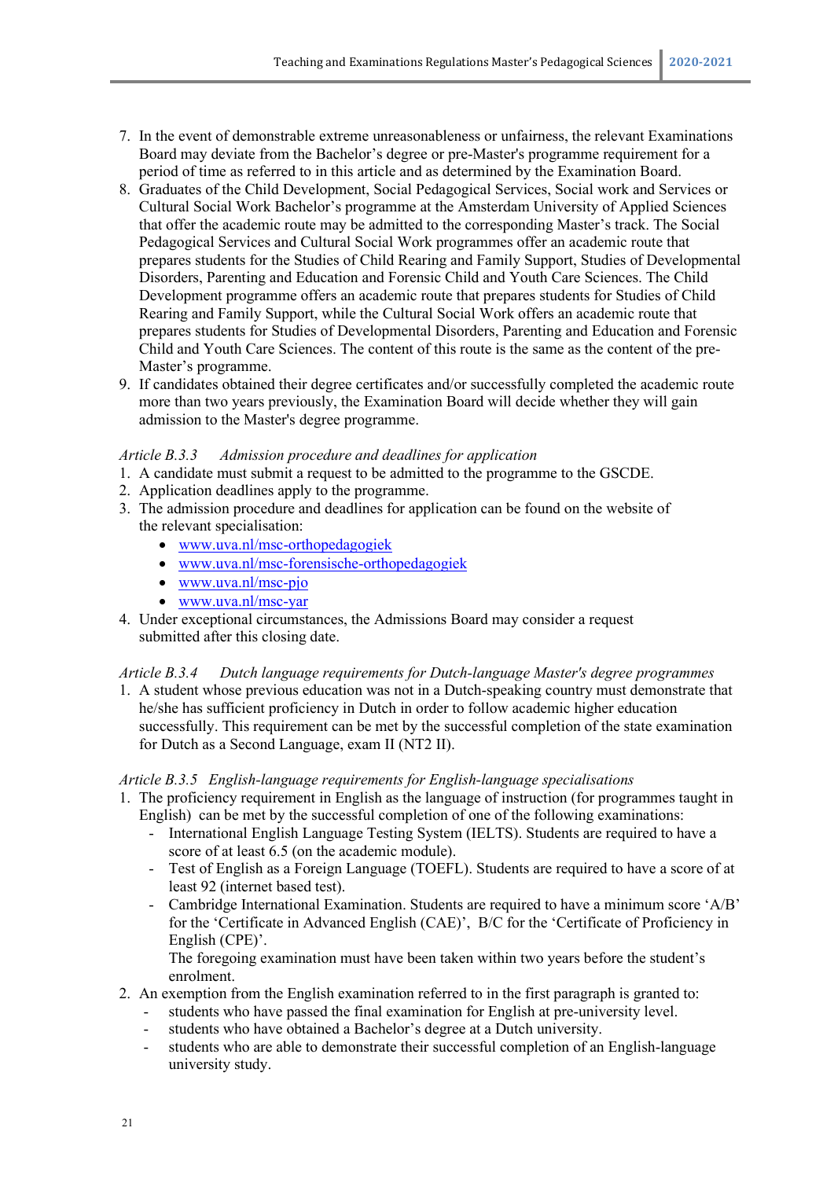7. In the event of demonstrable extreme unreasonableness or unfairness, the relevant Examinations Board may deviate from the Bachelor's degree or pre-Master's programme requirement for a period of time as referred to in this article and as determined by the Examination Board.
8. Graduates of the Child Development, Social Pedagogical Services, Social work and Services or Cultural Social Work Bachelor's programme at the Amsterdam University of Applied Sciences that offer the academic route may be admitted to the corresponding Master's track. The Social Pedagogical Services and Cultural Social Work programmes offer an academic route that prepares students for the Studies of Child Rearing and Family Support, Studies of Developmental Disorders, Parenting and Education and Forensic Child and Youth Care Sciences. The Child Development programme offers an academic route that prepares students for Studies of Child Rearing and Family Support, while the Cultural Social Work offers an academic route that prepares students for Studies of Developmental Disorders, Parenting and Education and Forensic Child and Youth Care Sciences. The content of this route is the same as the content of the pre-Master's programme.
9. If candidates obtained their degree certificates and/or successfully completed the academic route more than two years previously, the Examination Board will decide whether they will gain admission to the Master's degree programme.

*Article B.3.3 Admission procedure and deadlines for application*

1. A candidate must submit a request to be admitted to the programme to the GSCDE.
2. Application deadlines apply to the programme.
3. The admission procedure and deadlines for application can be found on the website of the relevant specialisation:
   - www.uva.nl/msc-orthopedagogiek
   - www.uva.nl/msc-forensische-orthopedagogiek
   - www.uva.nl/msc-pjo
   - www.uva.nl/msc-yar
4. Under exceptional circumstances, the Admissions Board may consider a request submitted after this closing date.

*Article B.3.4 Dutch language requirements for Dutch-language Master's degree programmes*

1. A student whose previous education was not in a Dutch-speaking country must demonstrate that he/she has sufficient proficiency in Dutch in order to follow academic higher education successfully. This requirement can be met by the successful completion of the state examination for Dutch as a Second Language, exam II (NT2 II).

*Article B.3.5 English-language requirements for English-language specialisations*

1. The proficiency requirement in English as the language of instruction (for programmes taught in English) can be met by the successful completion of one of the following examinations:
   - International English Language Testing System (IELTS). Students are required to have a score of at least 6.5 (on the academic module).
   - Test of English as a Foreign Language (TOEFL). Students are required to have a score of at least 92 (internet based test).
   - Cambridge International Examination. Students are required to have a minimum score 'A/B' for the 'Certificate in Advanced English (CAE)', B/C for the 'Certificate of Proficiency in English (CPE)'.

     The foregoing examination must have been taken within two years before the student's enrolment.
2. An exemption from the English examination referred to in the first paragraph is granted to:
   - students who have passed the final examination for English at pre-university level.
   - students who have obtained a Bachelor's degree at a Dutch university.
   - students who are able to demonstrate their successful completion of an English-language university study.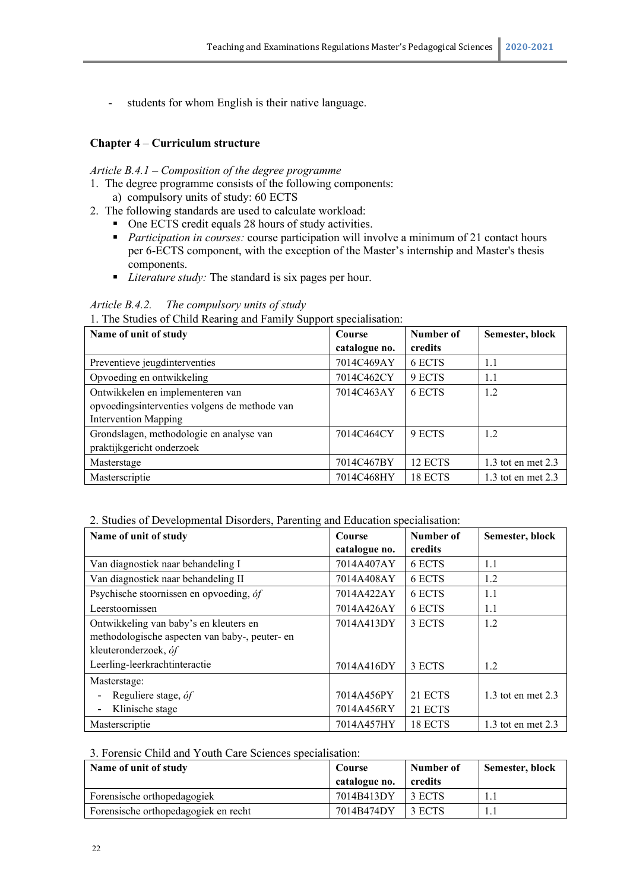- students for whom English is their native language.

**Chapter 4** – **Curriculum structure**

*Article B.4.1 – Composition of the degree programme*

1. The degree programme consists of the following components:
    a) compulsory units of study: 60 ECTS
2. The following standards are used to calculate workload:
    - One ECTS credit equals 28 hours of study activities.
    - *Participation in courses:* course participation will involve a minimum of 21 contact hours per 6-ECTS component, with the exception of the Master's internship and Master's thesis components.
    - *Literature study:* The standard is six pages per hour.

*Article B.4.2. The compulsory units of study*

1. The Studies of Child Rearing and Family Support specialisation:

| Name of unit of study | Course catalogue no. | Number of credits | Semester, block |
|---|---|---|---|
| Preventieve jeugdinterventies | 7014C469AY | 6 ECTS | 1.1 |
| Opvoeding en ontwikkeling | 7014C462CY | 9 ECTS | 1.1 |
| Ontwikkelen en implementeren van opvoedingsinterventies volgens de methode van Intervention Mapping | 7014C463AY | 6 ECTS | 1.2 |
| Grondslagen, methodologie en analyse van praktijkgericht onderzoek | 7014C464CY | 9 ECTS | 1.2 |
| Masterstage | 7014C467BY | 12 ECTS | 1.3 tot en met 2.3 |
| Masterscriptie | 7014C468HY | 18 ECTS | 1.3 tot en met 2.3 |

2. Studies of Developmental Disorders, Parenting and Education specialisation:

| Name of unit of study | Course catalogue no. | Number of credits | Semester, block |
|---|---|---|---|
| Van diagnostiek naar behandeling I | 7014A407AY | 6 ECTS | 1.1 |
| Van diagnostiek naar behandeling II | 7014A408AY | 6 ECTS | 1.2 |
| Psychische stoornissen en opvoeding, *óf* | 7014A422AY | 6 ECTS | 1.1 |
| Leerstoornissen | 7014A426AY | 6 ECTS | 1.1 |
| Ontwikkeling van baby's en kleuters en methodologische aspecten van baby-, peuter- en kleuteronderzoek, *óf* | 7014A413DY | 3 ECTS | 1.2 |
| Leerling-leerkrachtinteractie | 7014A416DY | 3 ECTS | 1.2 |
| Masterstage:<br>- Reguliere stage, *óf*<br>- Klinische stage | <br>7014A456PY<br>7014A456RY | <br>21 ECTS<br>21 ECTS | <br>1.3 tot en met 2.3 |
| Masterscriptie | 7014A457HY | 18 ECTS | 1.3 tot en met 2.3 |

3. Forensic Child and Youth Care Sciences specialisation:

| Name of unit of study | Course catalogue no. | Number of credits | Semester, block |
|---|---|---|---|
| Forensische orthopedagogiek | 7014B413DY | 3 ECTS | 1.1 |
| Forensische orthopedagogiek en recht | 7014B474DY | 3 ECTS | 1.1 |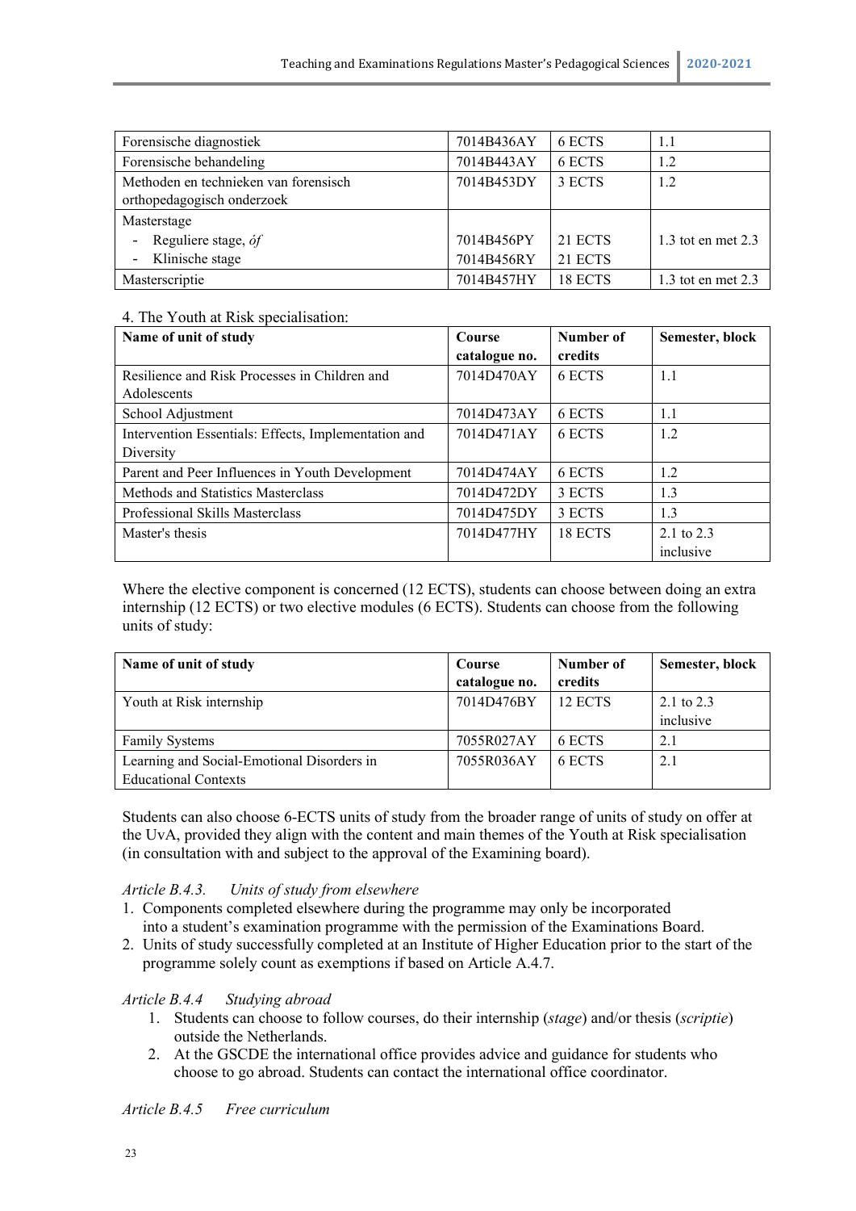| | | | |
|---|---|---|---|
| Forensische diagnostiek | 7014B436AY | 6 ECTS | 1.1 |
| Forensische behandeling | 7014B443AY | 6 ECTS | 1.2 |
| Methoden en technieken van forensisch orthopedagogisch onderzoek | 7014B453DY | 3 ECTS | 1.2 |
| Masterstage<br>- Reguliere stage, *óf*<br>- Klinische stage | <br>7014B456PY<br>7014B456RY | <br>21 ECTS<br>21 ECTS | <br>1.3 tot en met 2.3 |
| Masterscriptie | 7014B457HY | 18 ECTS | 1.3 tot en met 2.3 |

4. The Youth at Risk specialisation:

| **Name of unit of study** | **Course catalogue no.** | **Number of credits** | **Semester, block** |
|---|---|---|---|
| Resilience and Risk Processes in Children and Adolescents | 7014D470AY | 6 ECTS | 1.1 |
| School Adjustment | 7014D473AY | 6 ECTS | 1.1 |
| Intervention Essentials: Effects, Implementation and Diversity | 7014D471AY | 6 ECTS | 1.2 |
| Parent and Peer Influences in Youth Development | 7014D474AY | 6 ECTS | 1.2 |
| Methods and Statistics Masterclass | 7014D472DY | 3 ECTS | 1.3 |
| Professional Skills Masterclass | 7014D475DY | 3 ECTS | 1.3 |
| Master's thesis | 7014D477HY | 18 ECTS | 2.1 to 2.3 inclusive |

Where the elective component is concerned (12 ECTS), students can choose between doing an extra internship (12 ECTS) or two elective modules (6 ECTS). Students can choose from the following units of study:

| **Name of unit of study** | **Course catalogue no.** | **Number of credits** | **Semester, block** |
|---|---|---|---|
| Youth at Risk internship | 7014D476BY | 12 ECTS | 2.1 to 2.3 inclusive |
| Family Systems | 7055R027AY | 6 ECTS | 2.1 |
| Learning and Social-Emotional Disorders in Educational Contexts | 7055R036AY | 6 ECTS | 2.1 |

Students can also choose 6-ECTS units of study from the broader range of units of study on offer at the UvA, provided they align with the content and main themes of the Youth at Risk specialisation (in consultation with and subject to the approval of the Examining board).

*Article B.4.3. Units of study from elsewhere*

1. Components completed elsewhere during the programme may only be incorporated into a student's examination programme with the permission of the Examinations Board.
2. Units of study successfully completed at an Institute of Higher Education prior to the start of the programme solely count as exemptions if based on Article A.4.7.

*Article B.4.4 Studying abroad*

1. Students can choose to follow courses, do their internship (*stage*) and/or thesis (*scriptie*) outside the Netherlands.
2. At the GSCDE the international office provides advice and guidance for students who choose to go abroad. Students can contact the international office coordinator.

*Article B.4.5 Free curriculum*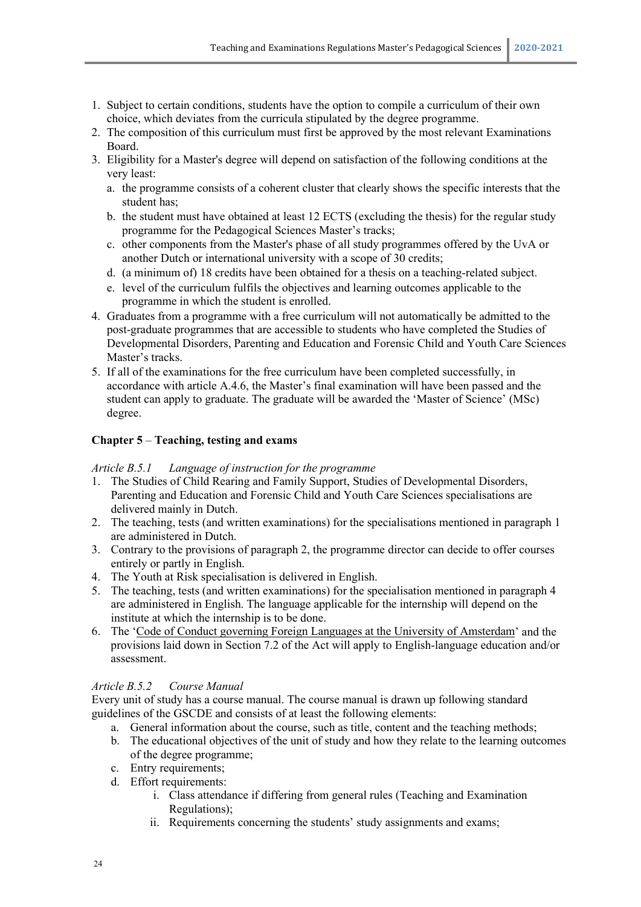1. Subject to certain conditions, students have the option to compile a curriculum of their own choice, which deviates from the curricula stipulated by the degree programme.
2. The composition of this curriculum must first be approved by the most relevant Examinations Board.
3. Eligibility for a Master's degree will depend on satisfaction of the following conditions at the very least:
   a. the programme consists of a coherent cluster that clearly shows the specific interests that the student has;
   b. the student must have obtained at least 12 ECTS (excluding the thesis) for the regular study programme for the Pedagogical Sciences Master's tracks;
   c. other components from the Master's phase of all study programmes offered by the UvA or another Dutch or international university with a scope of 30 credits;
   d. (a minimum of) 18 credits have been obtained for a thesis on a teaching-related subject.
   e. level of the curriculum fulfils the objectives and learning outcomes applicable to the programme in which the student is enrolled.
4. Graduates from a programme with a free curriculum will not automatically be admitted to the post-graduate programmes that are accessible to students who have completed the Studies of Developmental Disorders, Parenting and Education and Forensic Child and Youth Care Sciences Master's tracks.
5. If all of the examinations for the free curriculum have been completed successfully, in accordance with article A.4.6, the Master's final examination will have been passed and the student can apply to graduate. The graduate will be awarded the 'Master of Science' (MSc) degree.

## Chapter 5 – Teaching, testing and exams

*Article B.5.1 Language of instruction for the programme*

1. The Studies of Child Rearing and Family Support, Studies of Developmental Disorders, Parenting and Education and Forensic Child and Youth Care Sciences specialisations are delivered mainly in Dutch.
2. The teaching, tests (and written examinations) for the specialisations mentioned in paragraph 1 are administered in Dutch.
3. Contrary to the provisions of paragraph 2, the programme director can decide to offer courses entirely or partly in English.
4. The Youth at Risk specialisation is delivered in English.
5. The teaching, tests (and written examinations) for the specialisation mentioned in paragraph 4 are administered in English. The language applicable for the internship will depend on the institute at which the internship is to be done.
6. The 'Code of Conduct governing Foreign Languages at the University of Amsterdam' and the provisions laid down in Section 7.2 of the Act will apply to English-language education and/or assessment.

*Article B.5.2 Course Manual*

Every unit of study has a course manual. The course manual is drawn up following standard guidelines of the GSCDE and consists of at least the following elements:

a. General information about the course, such as title, content and the teaching methods;
b. The educational objectives of the unit of study and how they relate to the learning outcomes of the degree programme;
c. Entry requirements;
d. Effort requirements:
   i. Class attendance if differing from general rules (Teaching and Examination Regulations);
   ii. Requirements concerning the students' study assignments and exams;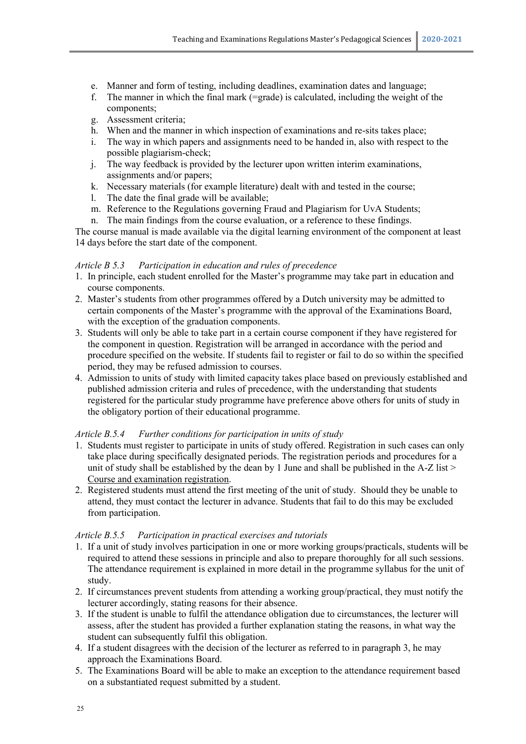e. Manner and form of testing, including deadlines, examination dates and language;
f. The manner in which the final mark (=grade) is calculated, including the weight of the components;
g. Assessment criteria;
h. When and the manner in which inspection of examinations and re-sits takes place;
i. The way in which papers and assignments need to be handed in, also with respect to the possible plagiarism-check;
j. The way feedback is provided by the lecturer upon written interim examinations, assignments and/or papers;
k. Necessary materials (for example literature) dealt with and tested in the course;
l. The date the final grade will be available;
m. Reference to the Regulations governing Fraud and Plagiarism for UvA Students;
n. The main findings from the course evaluation, or a reference to these findings.

The course manual is made available via the digital learning environment of the component at least 14 days before the start date of the component.

*Article B 5.3 Participation in education and rules of precedence*

1. In principle, each student enrolled for the Master's programme may take part in education and course components.
2. Master's students from other programmes offered by a Dutch university may be admitted to certain components of the Master's programme with the approval of the Examinations Board, with the exception of the graduation components.
3. Students will only be able to take part in a certain course component if they have registered for the component in question. Registration will be arranged in accordance with the period and procedure specified on the website. If students fail to register or fail to do so within the specified period, they may be refused admission to courses.
4. Admission to units of study with limited capacity takes place based on previously established and published admission criteria and rules of precedence, with the understanding that students registered for the particular study programme have preference above others for units of study in the obligatory portion of their educational programme.

*Article B.5.4 Further conditions for participation in units of study*

1. Students must register to participate in units of study offered. Registration in such cases can only take place during specifically designated periods. The registration periods and procedures for a unit of study shall be established by the dean by 1 June and shall be published in the A-Z list > Course and examination registration.
2. Registered students must attend the first meeting of the unit of study. Should they be unable to attend, they must contact the lecturer in advance. Students that fail to do this may be excluded from participation.

*Article B.5.5 Participation in practical exercises and tutorials*

1. If a unit of study involves participation in one or more working groups/practicals, students will be required to attend these sessions in principle and also to prepare thoroughly for all such sessions. The attendance requirement is explained in more detail in the programme syllabus for the unit of study.
2. If circumstances prevent students from attending a working group/practical, they must notify the lecturer accordingly, stating reasons for their absence.
3. If the student is unable to fulfil the attendance obligation due to circumstances, the lecturer will assess, after the student has provided a further explanation stating the reasons, in what way the student can subsequently fulfil this obligation.
4. If a student disagrees with the decision of the lecturer as referred to in paragraph 3, he may approach the Examinations Board.
5. The Examinations Board will be able to make an exception to the attendance requirement based on a substantiated request submitted by a student.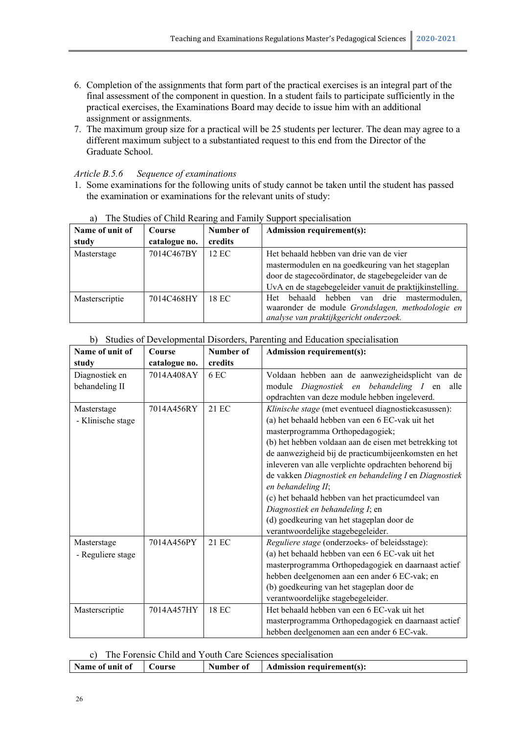6. Completion of the assignments that form part of the practical exercises is an integral part of the final assessment of the component in question. In a student fails to participate sufficiently in the practical exercises, the Examinations Board may decide to issue him with an additional assignment or assignments.
7. The maximum group size for a practical will be 25 students per lecturer. The dean may agree to a different maximum subject to a substantiated request to this end from the Director of the Graduate School.

*Article B.5.6 Sequence of examinations*

1. Some examinations for the following units of study cannot be taken until the student has passed the examination or examinations for the relevant units of study:

a) The Studies of Child Rearing and Family Support specialisation

| Name of unit of study | Course catalogue no. | Number of credits | Admission requirement(s): |
|---|---|---|---|
| Masterstage | 7014C467BY | 12 EC | Het behaald hebben van drie van de vier mastermodulen en na goedkeuring van het stageplan door de stagecoördinator, de stagebegeleider van de UvA en de stagebegeleider vanuit de praktijkinstelling. |
| Masterscriptie | 7014C468HY | 18 EC | Het behaald hebben van drie mastermodulen, waaronder de module *Grondslagen, methodologie en analyse van praktijkgericht onderzoek.* |

b) Studies of Developmental Disorders, Parenting and Education specialisation

| Name of unit of study | Course catalogue no. | Number of credits | Admission requirement(s): |
|---|---|---|---|
| Diagnostiek en behandeling II | 7014A408AY | 6 EC | Voldaan hebben aan de aanwezigheidsplicht van de module *Diagnostiek en behandeling I* en alle opdrachten van deze module hebben ingeleverd. |
| Masterstage - Klinische stage | 7014A456RY | 21 EC | *Klinische stage* (met eventueel diagnostiekcasussen): (a) het behaald hebben van een 6 EC-vak uit het masterprogramma Orthopedagogiek; (b) het hebben voldaan aan de eisen met betrekking tot de aanwezigheid bij de practicumbijeenkomsten en het inleveren van alle verplichte opdrachten behorend bij de vakken *Diagnostiek en behandeling I* en *Diagnostiek en behandeling II*; (c) het behaald hebben van het practicumdeel van *Diagnostiek en behandeling I*; en (d) goedkeuring van het stageplan door de verantwoordelijke stagebegeleider. |
| Masterstage - Reguliere stage | 7014A456PY | 21 EC | *Reguliere stage* (onderzoeks- of beleidsstage): (a) het behaald hebben van een 6 EC-vak uit het masterprogramma Orthopedagogiek en daarnaast actief hebben deelgenomen aan een ander 6 EC-vak; en (b) goedkeuring van het stageplan door de verantwoordelijke stagebegeleider. |
| Masterscriptie | 7014A457HY | 18 EC | Het behaald hebben van een 6 EC-vak uit het masterprogramma Orthopedagogiek en daarnaast actief hebben deelgenomen aan een ander 6 EC-vak. |

c) The Forensic Child and Youth Care Sciences specialisation

| Name of unit of | Course | Number of | Admission requirement(s): |
|---|---|---|---|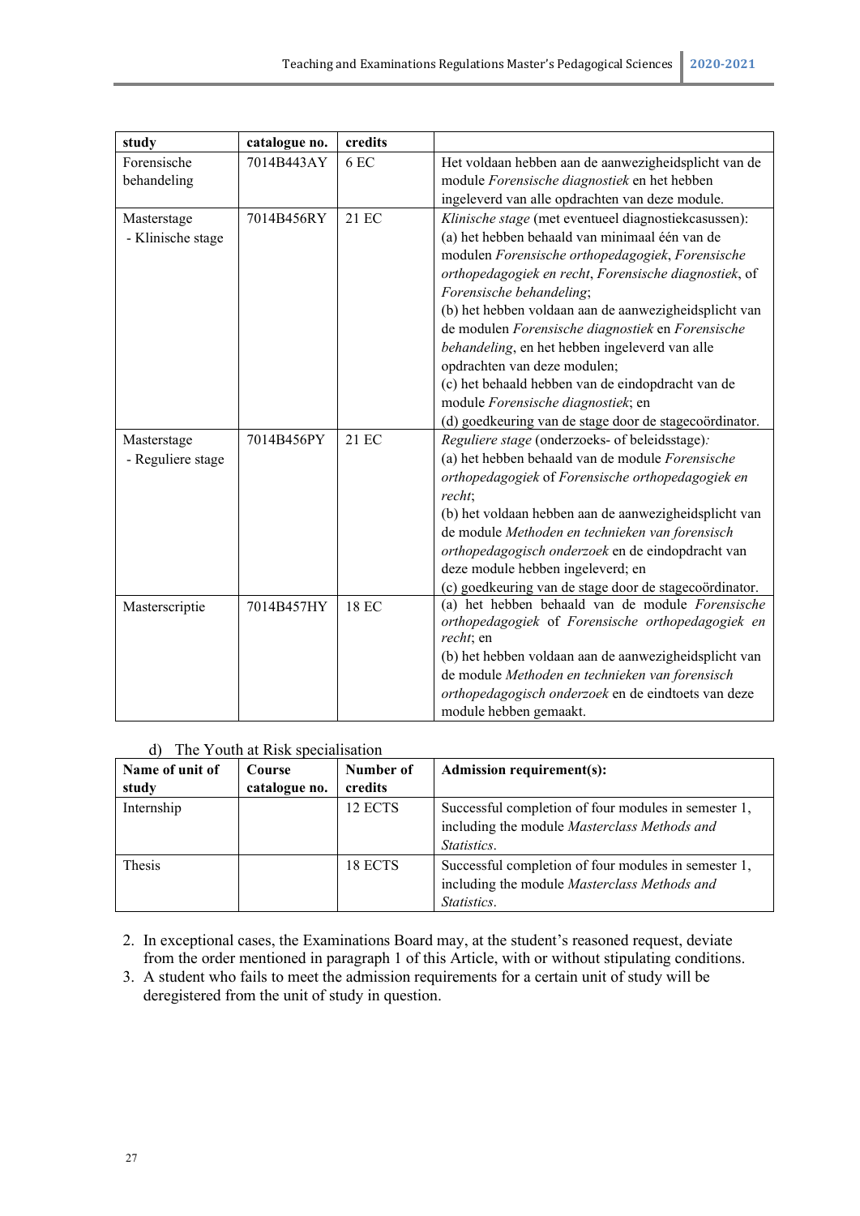| study | catalogue no. | credits | |
|---|---|---|---|
| Forensische behandeling | 7014B443AY | 6 EC | Het voldaan hebben aan de aanwezigheidsplicht van de module *Forensische diagnostiek* en het hebben ingeleverd van alle opdrachten van deze module. |
| Masterstage - Klinische stage | 7014B456RY | 21 EC | *Klinische stage* (met eventueel diagnostiekcasussen): (a) het hebben behaald van minimaal één van de modulen *Forensische orthopedagogiek*, *Forensische orthopedagogiek en recht*, *Forensische diagnostiek*, of *Forensische behandeling*; (b) het hebben voldaan aan de aanwezigheidsplicht van de modulen *Forensische diagnostiek* en *Forensische behandeling*, en het hebben ingeleverd van alle opdrachten van deze modulen; (c) het behaald hebben van de eindopdracht van de module *Forensische diagnostiek*; en (d) goedkeuring van de stage door de stagecoördinator. |
| Masterstage - Reguliere stage | 7014B456PY | 21 EC | *Reguliere stage* (onderzoeks- of beleidsstage)*:* (a) het hebben behaald van de module *Forensische orthopedagogiek* of *Forensische orthopedagogiek en recht*; (b) het voldaan hebben aan de aanwezigheidsplicht van de module *Methoden en technieken van forensisch orthopedagogisch onderzoek* en de eindopdracht van deze module hebben ingeleverd; en (c) goedkeuring van de stage door de stagecoördinator. |
| Masterscriptie | 7014B457HY | 18 EC | (a) het hebben behaald van de module *Forensische orthopedagogiek* of *Forensische orthopedagogiek en recht*; en (b) het hebben voldaan aan de aanwezigheidsplicht van de module *Methoden en technieken van forensisch orthopedagogisch onderzoek* en de eindtoets van deze module hebben gemaakt. |

d) The Youth at Risk specialisation

| Name of unit of study | Course catalogue no. | Number of credits | Admission requirement(s): |
|---|---|---|---|
| Internship | | 12 ECTS | Successful completion of four modules in semester 1, including the module *Masterclass Methods and Statistics*. |
| Thesis | | 18 ECTS | Successful completion of four modules in semester 1, including the module *Masterclass Methods and Statistics*. |

2. In exceptional cases, the Examinations Board may, at the student's reasoned request, deviate from the order mentioned in paragraph 1 of this Article, with or without stipulating conditions.
3. A student who fails to meet the admission requirements for a certain unit of study will be deregistered from the unit of study in question.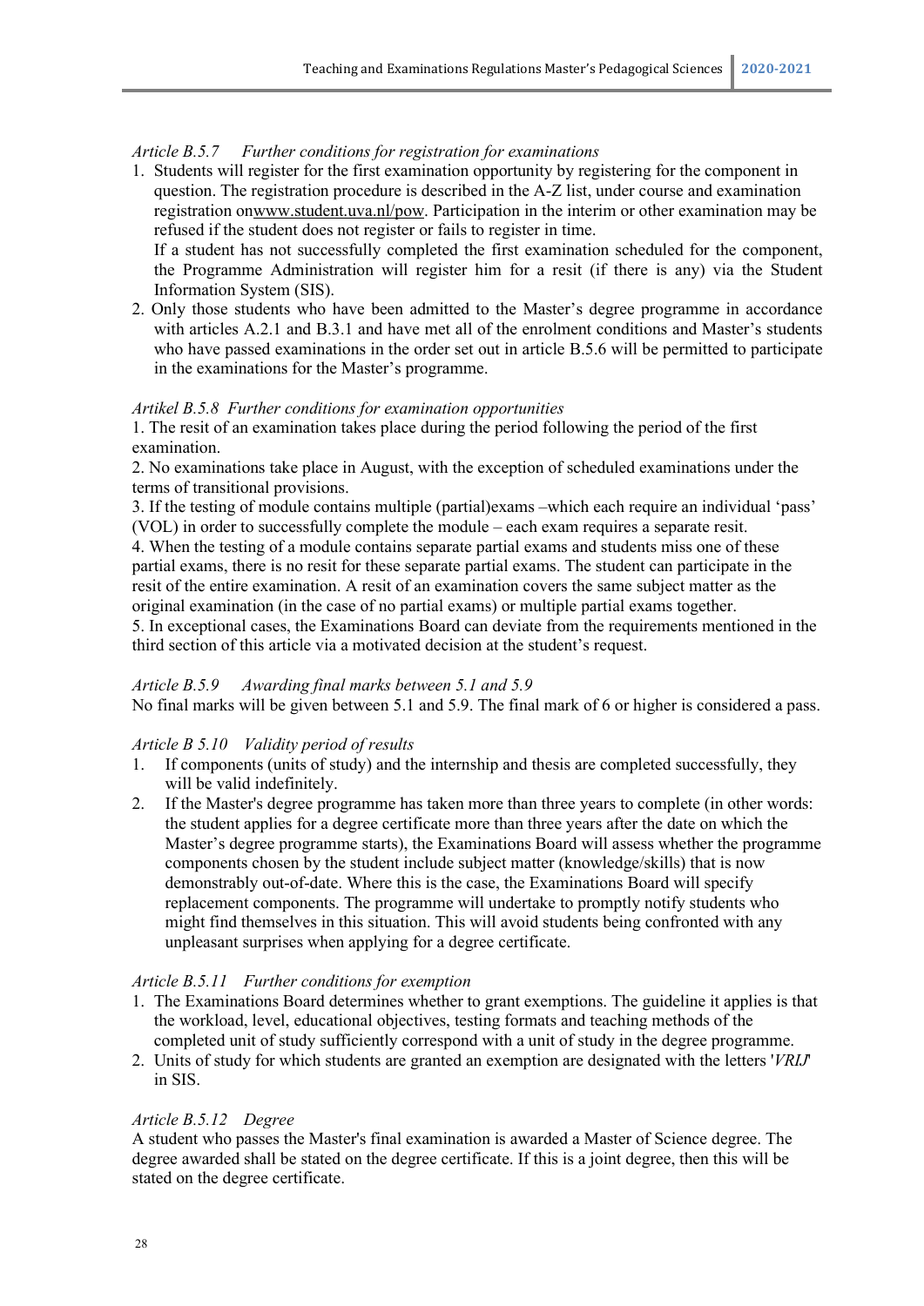*Article B.5.7 Further conditions for registration for examinations*

1. Students will register for the first examination opportunity by registering for the component in question. The registration procedure is described in the A-Z list, under course and examination registration onwww.student.uva.nl/pow. Participation in the interim or other examination may be refused if the student does not register or fails to register in time.
   If a student has not successfully completed the first examination scheduled for the component, the Programme Administration will register him for a resit (if there is any) via the Student Information System (SIS).
2. Only those students who have been admitted to the Master's degree programme in accordance with articles A.2.1 and B.3.1 and have met all of the enrolment conditions and Master's students who have passed examinations in the order set out in article B.5.6 will be permitted to participate in the examinations for the Master's programme.

*Artikel B.5.8 Further conditions for examination opportunities*

1. The resit of an examination takes place during the period following the period of the first examination.
2. No examinations take place in August, with the exception of scheduled examinations under the terms of transitional provisions.
3. If the testing of module contains multiple (partial)exams –which each require an individual 'pass' (VOL) in order to successfully complete the module – each exam requires a separate resit.
4. When the testing of a module contains separate partial exams and students miss one of these partial exams, there is no resit for these separate partial exams. The student can participate in the resit of the entire examination. A resit of an examination covers the same subject matter as the original examination (in the case of no partial exams) or multiple partial exams together.
5. In exceptional cases, the Examinations Board can deviate from the requirements mentioned in the third section of this article via a motivated decision at the student's request.

*Article B.5.9 Awarding final marks between 5.1 and 5.9*

No final marks will be given between 5.1 and 5.9. The final mark of 6 or higher is considered a pass.

*Article B 5.10 Validity period of results*

1. If components (units of study) and the internship and thesis are completed successfully, they will be valid indefinitely.
2. If the Master's degree programme has taken more than three years to complete (in other words: the student applies for a degree certificate more than three years after the date on which the Master's degree programme starts), the Examinations Board will assess whether the programme components chosen by the student include subject matter (knowledge/skills) that is now demonstrably out-of-date. Where this is the case, the Examinations Board will specify replacement components. The programme will undertake to promptly notify students who might find themselves in this situation. This will avoid students being confronted with any unpleasant surprises when applying for a degree certificate.

*Article B.5.11 Further conditions for exemption*

1. The Examinations Board determines whether to grant exemptions. The guideline it applies is that the workload, level, educational objectives, testing formats and teaching methods of the completed unit of study sufficiently correspond with a unit of study in the degree programme.
2. Units of study for which students are granted an exemption are designated with the letters '*VRIJ*' in SIS.

*Article B.5.12 Degree*

A student who passes the Master's final examination is awarded a Master of Science degree. The degree awarded shall be stated on the degree certificate. If this is a joint degree, then this will be stated on the degree certificate.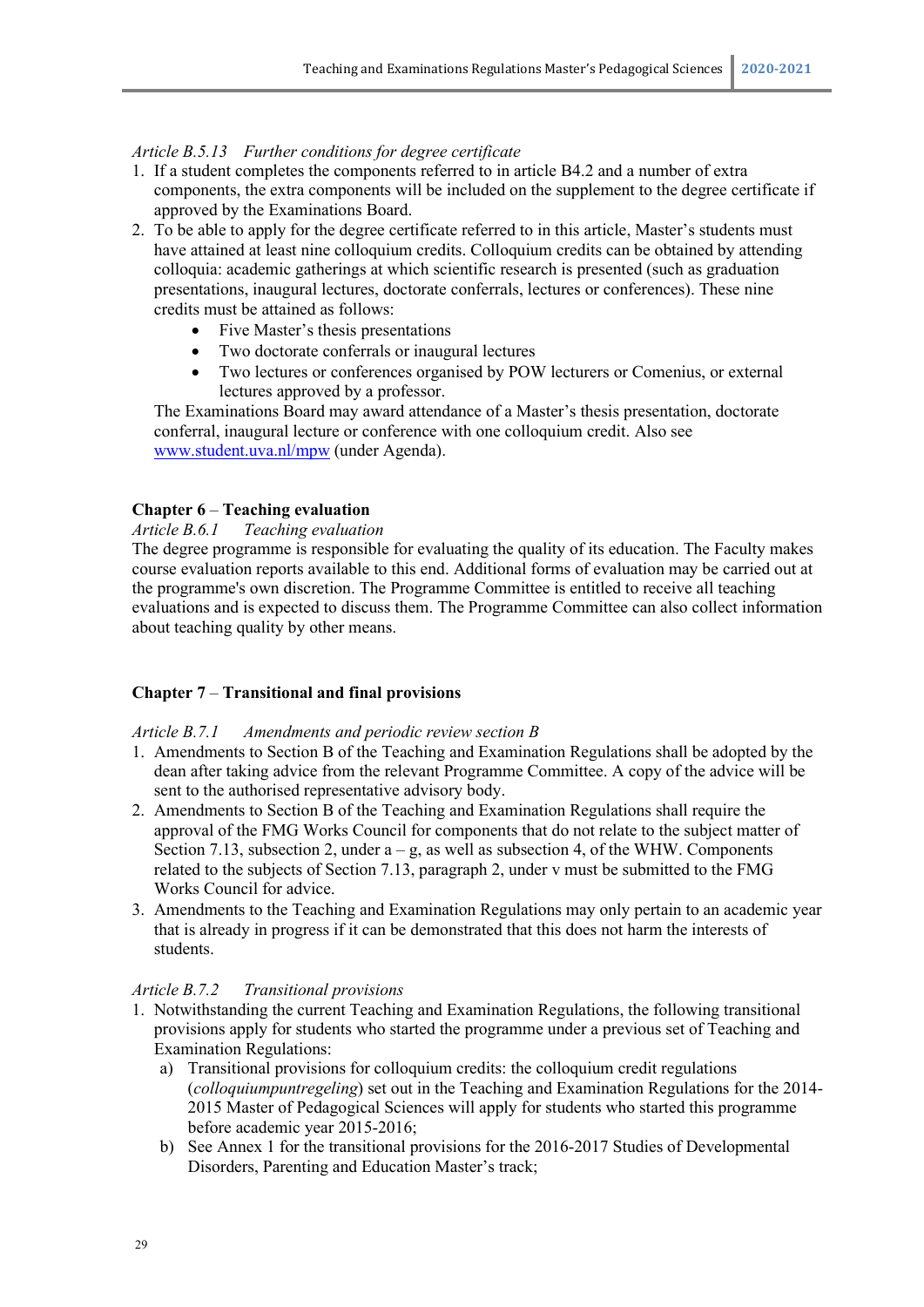*Article B.5.13 Further conditions for degree certificate*

1. If a student completes the components referred to in article B4.2 and a number of extra components, the extra components will be included on the supplement to the degree certificate if approved by the Examinations Board.
2. To be able to apply for the degree certificate referred to in this article, Master's students must have attained at least nine colloquium credits. Colloquium credits can be obtained by attending colloquia: academic gatherings at which scientific research is presented (such as graduation presentations, inaugural lectures, doctorate conferrals, lectures or conferences). These nine credits must be attained as follows:
    - Five Master's thesis presentations
    - Two doctorate conferrals or inaugural lectures
    - Two lectures or conferences organised by POW lecturers or Comenius, or external lectures approved by a professor.

   The Examinations Board may award attendance of a Master's thesis presentation, doctorate conferral, inaugural lecture or conference with one colloquium credit. Also see www.student.uva.nl/mpw (under Agenda).

## Chapter 6 – Teaching evaluation

*Article B.6.1 Teaching evaluation*

The degree programme is responsible for evaluating the quality of its education. The Faculty makes course evaluation reports available to this end. Additional forms of evaluation may be carried out at the programme's own discretion. The Programme Committee is entitled to receive all teaching evaluations and is expected to discuss them. The Programme Committee can also collect information about teaching quality by other means.

## Chapter 7 – Transitional and final provisions

*Article B.7.1 Amendments and periodic review section B*

1. Amendments to Section B of the Teaching and Examination Regulations shall be adopted by the dean after taking advice from the relevant Programme Committee. A copy of the advice will be sent to the authorised representative advisory body.
2. Amendments to Section B of the Teaching and Examination Regulations shall require the approval of the FMG Works Council for components that do not relate to the subject matter of Section 7.13, subsection 2, under a – g, as well as subsection 4, of the WHW. Components related to the subjects of Section 7.13, paragraph 2, under v must be submitted to the FMG Works Council for advice.
3. Amendments to the Teaching and Examination Regulations may only pertain to an academic year that is already in progress if it can be demonstrated that this does not harm the interests of students.

*Article B.7.2 Transitional provisions*

1. Notwithstanding the current Teaching and Examination Regulations, the following transitional provisions apply for students who started the programme under a previous set of Teaching and Examination Regulations:
    a) Transitional provisions for colloquium credits: the colloquium credit regulations (*colloquiumpuntregeling*) set out in the Teaching and Examination Regulations for the 2014-2015 Master of Pedagogical Sciences will apply for students who started this programme before academic year 2015-2016;
    b) See Annex 1 for the transitional provisions for the 2016-2017 Studies of Developmental Disorders, Parenting and Education Master's track;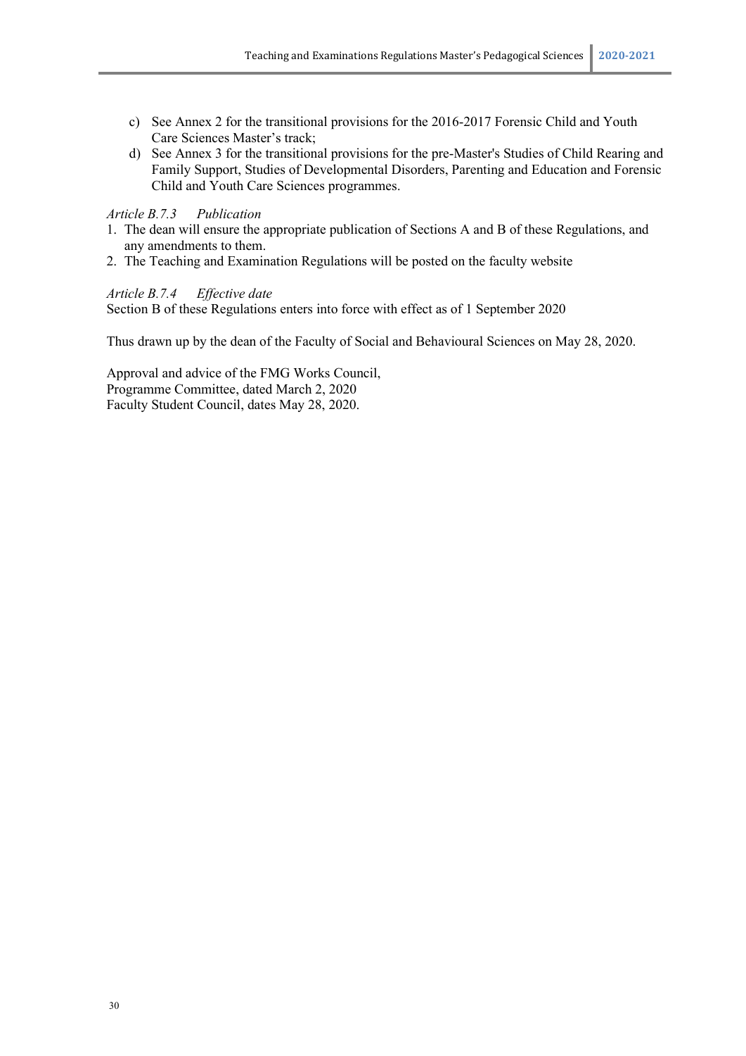c) See Annex 2 for the transitional provisions for the 2016-2017 Forensic Child and Youth Care Sciences Master's track;
d) See Annex 3 for the transitional provisions for the pre-Master's Studies of Child Rearing and Family Support, Studies of Developmental Disorders, Parenting and Education and Forensic Child and Youth Care Sciences programmes.

*Article B.7.3 Publication*

1. The dean will ensure the appropriate publication of Sections A and B of these Regulations, and any amendments to them.
2. The Teaching and Examination Regulations will be posted on the faculty website

*Article B.7.4 Effective date*

Section B of these Regulations enters into force with effect as of 1 September 2020

Thus drawn up by the dean of the Faculty of Social and Behavioural Sciences on May 28, 2020.

Approval and advice of the FMG Works Council,
Programme Committee, dated March 2, 2020
Faculty Student Council, dates May 28, 2020.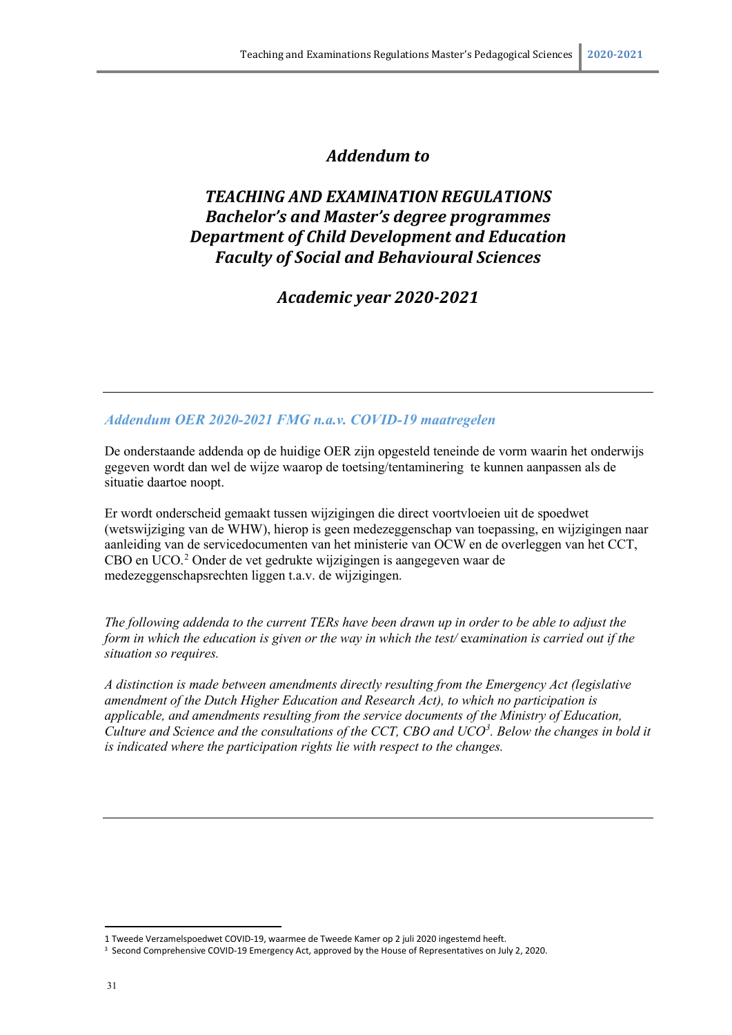*Addendum to*

# *TEACHING AND EXAMINATION REGULATIONS Bachelor's and Master's degree programmes Department of Child Development and Education Faculty of Social and Behavioural Sciences*

## *Academic year 2020-2021*

---

### *Addendum OER 2020-2021 FMG n.a.v. COVID-19 maatregelen*

De onderstaande addenda op de huidige OER zijn opgesteld teneinde de vorm waarin het onderwijs gegeven wordt dan wel de wijze waarop de toetsing/tentaminering te kunnen aanpassen als de situatie daartoe noopt.

Er wordt onderscheid gemaakt tussen wijzigingen die direct voortvloeien uit de spoedwet (wetswijziging van de WHW), hierop is geen medezeggenschap van toepassing, en wijzigingen naar aanleiding van de servicedocumenten van het ministerie van OCW en de overleggen van het CCT, CBO en UCO.[2] Onder de vet gedrukte wijzigingen is aangegeven waar de medezeggenschapsrechten liggen t.a.v. de wijzigingen.

*The following addenda to the current TERs have been drawn up in order to be able to adjust the form in which the education is given or the way in which the test/ examination is carried out if the situation so requires.*

*A distinction is made between amendments directly resulting from the Emergency Act (legislative amendment of the Dutch Higher Education and Research Act), to which no participation is applicable, and amendments resulting from the service documents of the Ministry of Education, Culture and Science and the consultations of the CCT, CBO and UCO[3]. Below the changes in bold it is indicated where the participation rights lie with respect to the changes.*

---

1 Tweede Verzamelspoedwet COVID-19, waarmee de Tweede Kamer op 2 juli 2020 ingestemd heeft.

3 Second Comprehensive COVID-19 Emergency Act, approved by the House of Representatives on July 2, 2020.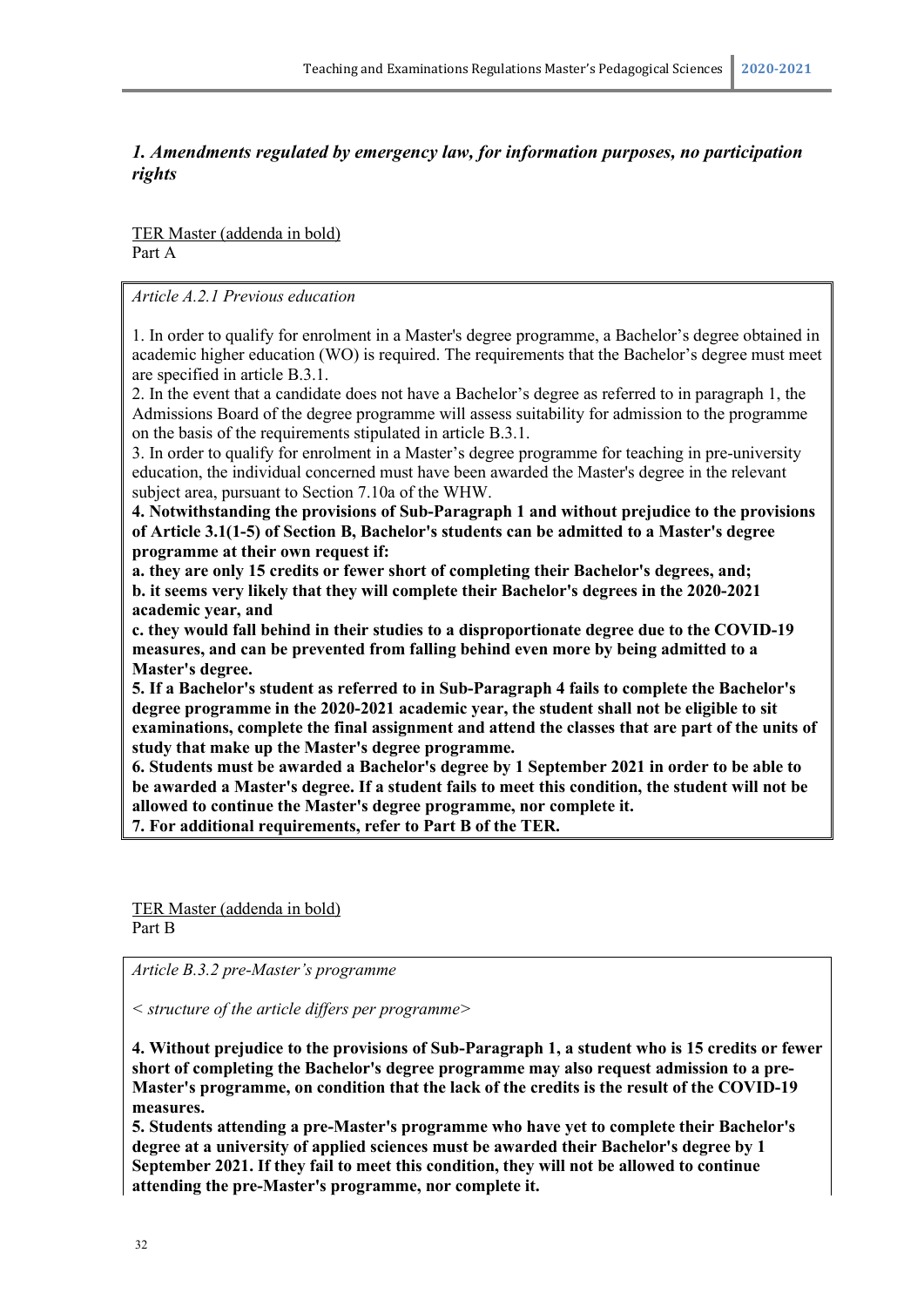## *1. Amendments regulated by emergency law, for information purposes, no participation rights*

TER Master (addenda in bold)
Part A

*Article A.2.1 Previous education*

1. In order to qualify for enrolment in a Master's degree programme, a Bachelor's degree obtained in academic higher education (WO) is required. The requirements that the Bachelor's degree must meet are specified in article B.3.1.
2. In the event that a candidate does not have a Bachelor's degree as referred to in paragraph 1, the Admissions Board of the degree programme will assess suitability for admission to the programme on the basis of the requirements stipulated in article B.3.1.
3. In order to qualify for enrolment in a Master's degree programme for teaching in pre-university education, the individual concerned must have been awarded the Master's degree in the relevant subject area, pursuant to Section 7.10a of the WHW.
**4. Notwithstanding the provisions of Sub-Paragraph 1 and without prejudice to the provisions of Article 3.1(1-5) of Section B, Bachelor's students can be admitted to a Master's degree programme at their own request if:**
**a. they are only 15 credits or fewer short of completing their Bachelor's degrees, and;**
**b. it seems very likely that they will complete their Bachelor's degrees in the 2020-2021 academic year, and**
**c. they would fall behind in their studies to a disproportionate degree due to the COVID-19 measures, and can be prevented from falling behind even more by being admitted to a Master's degree.**
**5. If a Bachelor's student as referred to in Sub-Paragraph 4 fails to complete the Bachelor's degree programme in the 2020-2021 academic year, the student shall not be eligible to sit examinations, complete the final assignment and attend the classes that are part of the units of study that make up the Master's degree programme.**
**6. Students must be awarded a Bachelor's degree by 1 September 2021 in order to be able to be awarded a Master's degree. If a student fails to meet this condition, the student will not be allowed to continue the Master's degree programme, nor complete it.**
**7. For additional requirements, refer to Part B of the TER.**

TER Master (addenda in bold)
Part B

*Article B.3.2 pre-Master's programme*

*< structure of the article differs per programme>*

**4. Without prejudice to the provisions of Sub-Paragraph 1, a student who is 15 credits or fewer short of completing the Bachelor's degree programme may also request admission to a pre-Master's programme, on condition that the lack of the credits is the result of the COVID-19 measures.**
**5. Students attending a pre-Master's programme who have yet to complete their Bachelor's degree at a university of applied sciences must be awarded their Bachelor's degree by 1 September 2021. If they fail to meet this condition, they will not be allowed to continue attending the pre-Master's programme, nor complete it.**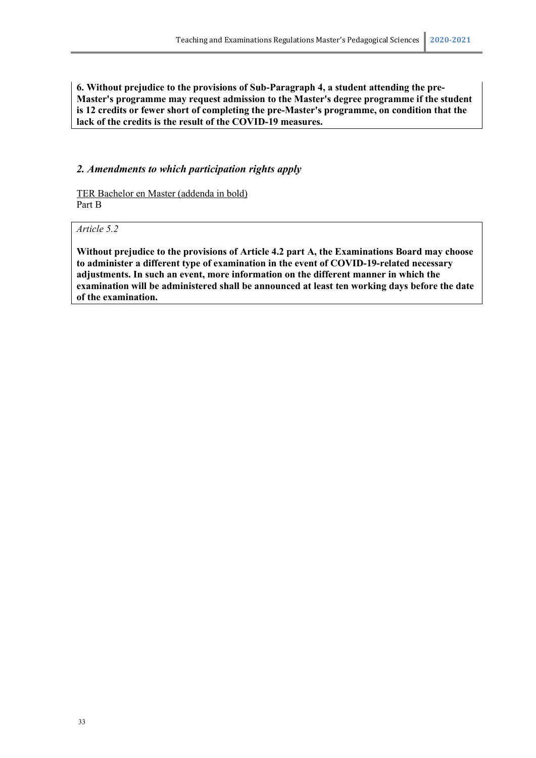**6. Without prejudice to the provisions of Sub-Paragraph 4, a student attending the pre-Master's programme may request admission to the Master's degree programme if the student is 12 credits or fewer short of completing the pre-Master's programme, on condition that the lack of the credits is the result of the COVID-19 measures.**

### *2. Amendments to which participation rights apply*

TER Bachelor en Master (addenda in bold)
Part B

*Article 5.2*

**Without prejudice to the provisions of Article 4.2 part A, the Examinations Board may choose to administer a different type of examination in the event of COVID-19-related necessary adjustments. In such an event, more information on the different manner in which the examination will be administered shall be announced at least ten working days before the date of the examination.**